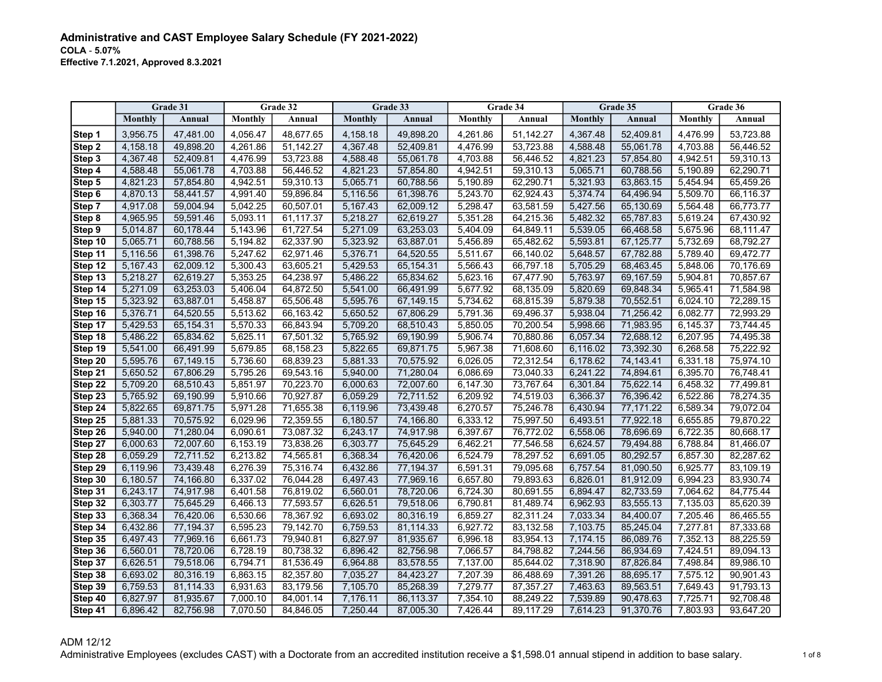# Administrative and CAST Employee Salary Schedule (FY 2021-2022)

**COLA - 5.07%**

**Effective 7.1.2021, Approved 8.3.2021**

| | Grade 31 | | Grade 32 | | Grade 33 | | Grade 34 | | Grade 35 | | Grade 36 | |
|---|---|---|---|---|---|---|---|---|---|---|---|---|
| | Monthly | Annual | Monthly | Annual | Monthly | Annual | Monthly | Annual | Monthly | Annual | Monthly | Annual |
| Step 1 | 3,956.75 | 47,481.00 | 4,056.47 | 48,677.65 | 4,158.18 | 49,898.20 | 4,261.86 | 51,142.27 | 4,367.48 | 52,409.81 | 4,476.99 | 53,723.88 |
| Step 2 | 4,158.18 | 49,898.20 | 4,261.86 | 51,142.27 | 4,367.48 | 52,409.81 | 4,476.99 | 53,723.88 | 4,588.48 | 55,061.78 | 4,703.88 | 56,446.52 |
| Step 3 | 4,367.48 | 52,409.81 | 4,476.99 | 53,723.88 | 4,588.48 | 55,061.78 | 4,703.88 | 56,446.52 | 4,821.23 | 57,854.80 | 4,942.51 | 59,310.13 |
| Step 4 | 4,588.48 | 55,061.78 | 4,703.88 | 56,446.52 | 4,821.23 | 57,854.80 | 4,942.51 | 59,310.13 | 5,065.71 | 60,788.56 | 5,190.89 | 62,290.71 |
| Step 5 | 4,821.23 | 57,854.80 | 4,942.51 | 59,310.13 | 5,065.71 | 60,788.56 | 5,190.89 | 62,290.71 | 5,321.93 | 63,863.15 | 5,454.94 | 65,459.26 |
| Step 6 | 4,870.13 | 58,441.57 | 4,991.40 | 59,896.84 | 5,116.56 | 61,398.76 | 5,243.70 | 62,924.43 | 5,374.74 | 64,496.94 | 5,509.70 | 66,116.37 |
| Step 7 | 4,917.08 | 59,004.94 | 5,042.25 | 60,507.01 | 5,167.43 | 62,009.12 | 5,298.47 | 63,581.59 | 5,427.56 | 65,130.69 | 5,564.48 | 66,773.77 |
| Step 8 | 4,965.95 | 59,591.46 | 5,093.11 | 61,117.37 | 5,218.27 | 62,619.27 | 5,351.28 | 64,215.36 | 5,482.32 | 65,787.83 | 5,619.24 | 67,430.92 |
| Step 9 | 5,014.87 | 60,178.44 | 5,143.96 | 61,727.54 | 5,271.09 | 63,253.03 | 5,404.09 | 64,849.11 | 5,539.05 | 66,468.58 | 5,675.96 | 68,111.47 |
| Step 10 | 5,065.71 | 60,788.56 | 5,194.82 | 62,337.90 | 5,323.92 | 63,887.01 | 5,456.89 | 65,482.62 | 5,593.81 | 67,125.77 | 5,732.69 | 68,792.27 |
| Step 11 | 5,116.56 | 61,398.76 | 5,247.62 | 62,971.46 | 5,376.71 | 64,520.55 | 5,511.67 | 66,140.02 | 5,648.57 | 67,782.88 | 5,789.40 | 69,472.77 |
| Step 12 | 5,167.43 | 62,009.12 | 5,300.43 | 63,605.21 | 5,429.53 | 65,154.31 | 5,566.43 | 66,797.18 | 5,705.29 | 68,463.45 | 5,848.06 | 70,176.69 |
| Step 13 | 5,218.27 | 62,619.27 | 5,353.25 | 64,238.97 | 5,486.22 | 65,834.62 | 5,623.16 | 67,477.90 | 5,763.97 | 69,167.59 | 5,904.81 | 70,857.67 |
| Step 14 | 5,271.09 | 63,253.03 | 5,406.04 | 64,872.50 | 5,541.00 | 66,491.99 | 5,677.92 | 68,135.09 | 5,820.69 | 69,848.34 | 5,965.41 | 71,584.98 |
| Step 15 | 5,323.92 | 63,887.01 | 5,458.87 | 65,506.48 | 5,595.76 | 67,149.15 | 5,734.62 | 68,815.39 | 5,879.38 | 70,552.51 | 6,024.10 | 72,289.15 |
| Step 16 | 5,376.71 | 64,520.55 | 5,513.62 | 66,163.42 | 5,650.52 | 67,806.29 | 5,791.36 | 69,496.37 | 5,938.04 | 71,256.42 | 6,082.77 | 72,993.29 |
| Step 17 | 5,429.53 | 65,154.31 | 5,570.33 | 66,843.94 | 5,709.20 | 68,510.43 | 5,850.05 | 70,200.54 | 5,998.66 | 71,983.95 | 6,145.37 | 73,744.45 |
| Step 18 | 5,486.22 | 65,834.62 | 5,625.11 | 67,501.32 | 5,765.92 | 69,190.99 | 5,906.74 | 70,880.86 | 6,057.34 | 72,688.12 | 6,207.95 | 74,495.38 |
| Step 19 | 5,541.00 | 66,491.99 | 5,679.85 | 68,158.23 | 5,822.65 | 69,871.75 | 5,967.38 | 71,608.60 | 6,116.02 | 73,392.30 | 6,268.58 | 75,222.92 |
| Step 20 | 5,595.76 | 67,149.15 | 5,736.60 | 68,839.23 | 5,881.33 | 70,575.92 | 6,026.05 | 72,312.54 | 6,178.62 | 74,143.41 | 6,331.18 | 75,974.10 |
| Step 21 | 5,650.52 | 67,806.29 | 5,795.26 | 69,543.16 | 5,940.00 | 71,280.04 | 6,086.69 | 73,040.33 | 6,241.22 | 74,894.61 | 6,395.70 | 76,748.41 |
| Step 22 | 5,709.20 | 68,510.43 | 5,851.97 | 70,223.70 | 6,000.63 | 72,007.60 | 6,147.30 | 73,767.64 | 6,301.84 | 75,622.14 | 6,458.32 | 77,499.81 |
| Step 23 | 5,765.92 | 69,190.99 | 5,910.66 | 70,927.87 | 6,059.29 | 72,711.52 | 6,209.92 | 74,519.03 | 6,366.37 | 76,396.42 | 6,522.86 | 78,274.35 |
| Step 24 | 5,822.65 | 69,871.75 | 5,971.28 | 71,655.38 | 6,119.96 | 73,439.48 | 6,270.57 | 75,246.78 | 6,430.94 | 77,171.22 | 6,589.34 | 79,072.04 |
| Step 25 | 5,881.33 | 70,575.92 | 6,029.96 | 72,359.55 | 6,180.57 | 74,166.80 | 6,333.12 | 75,997.50 | 6,493.51 | 77,922.18 | 6,655.85 | 79,870.22 |
| Step 26 | 5,940.00 | 71,280.04 | 6,090.61 | 73,087.32 | 6,243.17 | 74,917.98 | 6,397.67 | 76,772.02 | 6,558.06 | 78,696.69 | 6,722.35 | 80,668.17 |
| Step 27 | 6,000.63 | 72,007.60 | 6,153.19 | 73,838.26 | 6,303.77 | 75,645.29 | 6,462.21 | 77,546.58 | 6,624.57 | 79,494.88 | 6,788.84 | 81,466.07 |
| Step 28 | 6,059.29 | 72,711.52 | 6,213.82 | 74,565.81 | 6,368.34 | 76,420.06 | 6,524.79 | 78,297.52 | 6,691.05 | 80,292.57 | 6,857.30 | 82,287.62 |
| Step 29 | 6,119.96 | 73,439.48 | 6,276.39 | 75,316.74 | 6,432.86 | 77,194.37 | 6,591.31 | 79,095.68 | 6,757.54 | 81,090.50 | 6,925.77 | 83,109.19 |
| Step 30 | 6,180.57 | 74,166.80 | 6,337.02 | 76,044.28 | 6,497.43 | 77,969.16 | 6,657.80 | 79,893.63 | 6,826.01 | 81,912.09 | 6,994.23 | 83,930.74 |
| Step 31 | 6,243.17 | 74,917.98 | 6,401.58 | 76,819.02 | 6,560.01 | 78,720.06 | 6,724.30 | 80,691.55 | 6,894.47 | 82,733.59 | 7,064.62 | 84,775.44 |
| Step 32 | 6,303.77 | 75,645.29 | 6,466.13 | 77,593.57 | 6,626.51 | 79,518.06 | 6,790.81 | 81,489.74 | 6,962.93 | 83,555.13 | 7,135.03 | 85,620.39 |
| Step 33 | 6,368.34 | 76,420.06 | 6,530.66 | 78,367.92 | 6,693.02 | 80,316.19 | 6,859.27 | 82,311.24 | 7,033.34 | 84,400.07 | 7,205.46 | 86,465.55 |
| Step 34 | 6,432.86 | 77,194.37 | 6,595.23 | 79,142.70 | 6,759.53 | 81,114.33 | 6,927.72 | 83,132.58 | 7,103.75 | 85,245.04 | 7,277.81 | 87,333.68 |
| Step 35 | 6,497.43 | 77,969.16 | 6,661.73 | 79,940.81 | 6,827.97 | 81,935.67 | 6,996.18 | 83,954.13 | 7,174.15 | 86,089.76 | 7,352.13 | 88,225.59 |
| Step 36 | 6,560.01 | 78,720.06 | 6,728.19 | 80,738.32 | 6,896.42 | 82,756.98 | 7,066.57 | 84,798.82 | 7,244.56 | 86,934.69 | 7,424.51 | 89,094.13 |
| Step 37 | 6,626.51 | 79,518.06 | 6,794.71 | 81,536.49 | 6,964.88 | 83,578.55 | 7,137.00 | 85,644.02 | 7,318.90 | 87,826.84 | 7,498.84 | 89,986.10 |
| Step 38 | 6,693.02 | 80,316.19 | 6,863.15 | 82,357.80 | 7,035.27 | 84,423.27 | 7,207.39 | 86,488.69 | 7,391.26 | 88,695.17 | 7,575.12 | 90,901.43 |
| Step 39 | 6,759.53 | 81,114.33 | 6,931.63 | 83,179.56 | 7,105.70 | 85,268.39 | 7,279.77 | 87,357.27 | 7,463.63 | 89,563.51 | 7,649.43 | 91,793.13 |
| Step 40 | 6,827.97 | 81,935.67 | 7,000.10 | 84,001.14 | 7,176.11 | 86,113.37 | 7,354.10 | 88,249.22 | 7,539.89 | 90,478.63 | 7,725.71 | 92,708.48 |
| Step 41 | 6,896.42 | 82,756.98 | 7,070.50 | 84,846.05 | 7,250.44 | 87,005.30 | 7,426.44 | 89,117.29 | 7,614.23 | 91,370.76 | 7,803.93 | 93,647.20 |

ADM 12/12

Administrative Employees (excludes CAST) with a Doctorate from an accredited institution receive a $1,598.01 annual stipend in addition to base salary.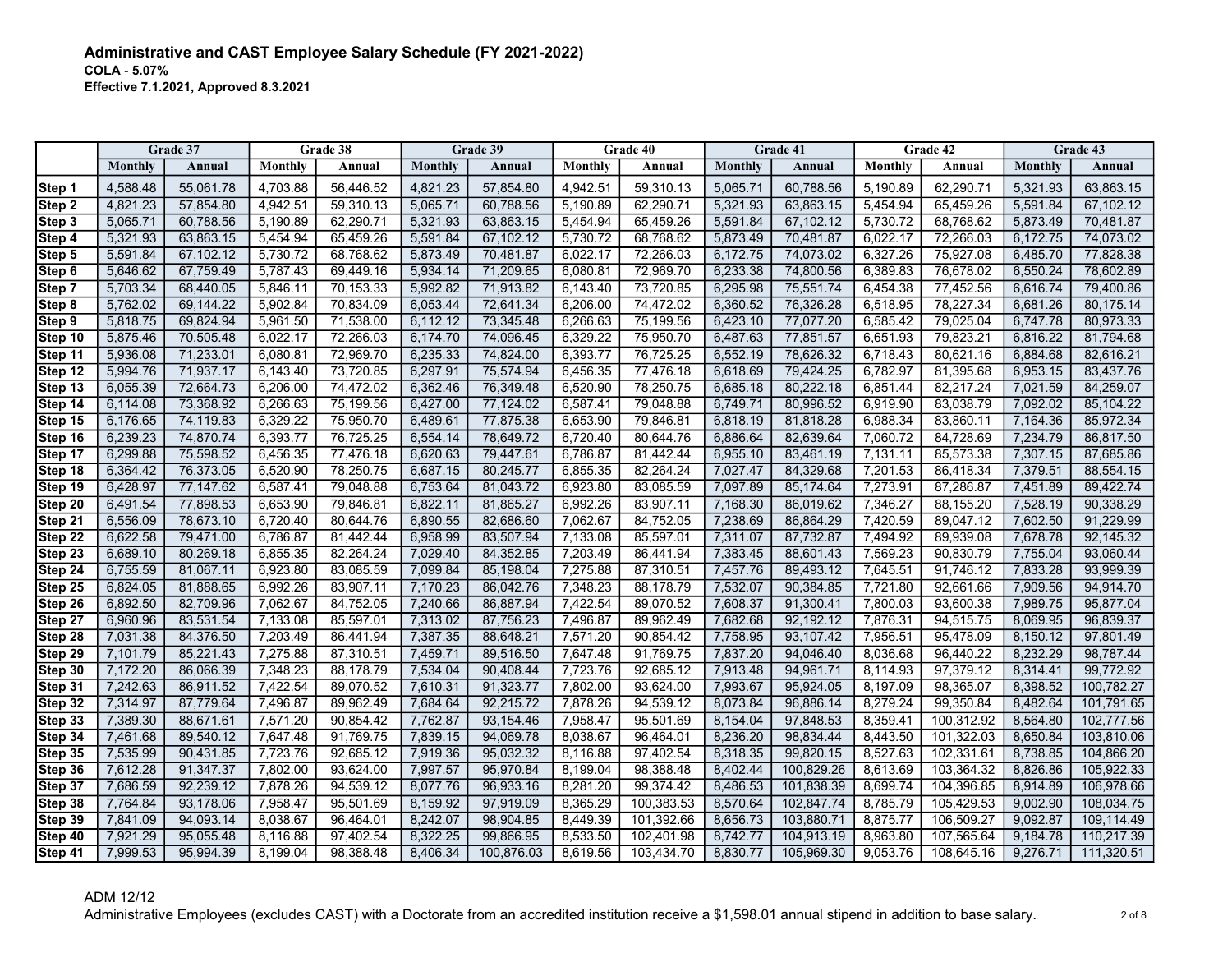## Administrative and CAST Employee Salary Schedule (FY 2021-2022)

**COLA - 5.07%**
**Effective 7.1.2021, Approved 8.3.2021**

| | Grade 37 | | Grade 38 | | Grade 39 | | Grade 40 | | Grade 41 | | Grade 42 | | Grade 43 | |
|---|---|---|---|---|---|---|---|---|---|---|---|---|---|---|
| | Monthly | Annual | Monthly | Annual | Monthly | Annual | Monthly | Annual | Monthly | Annual | Monthly | Annual | Monthly | Annual |
| Step 1 | 4,588.48 | 55,061.78 | 4,703.88 | 56,446.52 | 4,821.23 | 57,854.80 | 4,942.51 | 59,310.13 | 5,065.71 | 60,788.56 | 5,190.89 | 62,290.71 | 5,321.93 | 63,863.15 |
| Step 2 | 4,821.23 | 57,854.80 | 4,942.51 | 59,310.13 | 5,065.71 | 60,788.56 | 5,190.89 | 62,290.71 | 5,321.93 | 63,863.15 | 5,454.94 | 65,459.26 | 5,591.84 | 67,102.12 |
| Step 3 | 5,065.71 | 60,788.56 | 5,190.89 | 62,290.71 | 5,321.93 | 63,863.15 | 5,454.94 | 65,459.26 | 5,591.84 | 67,102.12 | 5,730.72 | 68,768.62 | 5,873.49 | 70,481.87 |
| Step 4 | 5,321.93 | 63,863.15 | 5,454.94 | 65,459.26 | 5,591.84 | 67,102.12 | 5,730.72 | 68,768.62 | 5,873.49 | 70,481.87 | 6,022.17 | 72,266.03 | 6,172.75 | 74,073.02 |
| Step 5 | 5,591.84 | 67,102.12 | 5,730.72 | 68,768.62 | 5,873.49 | 70,481.87 | 6,022.17 | 72,266.03 | 6,172.75 | 74,073.02 | 6,327.26 | 75,927.08 | 6,485.70 | 77,828.38 |
| Step 6 | 5,646.62 | 67,759.49 | 5,787.43 | 69,449.16 | 5,934.14 | 71,209.65 | 6,080.81 | 72,969.70 | 6,233.38 | 74,800.56 | 6,389.83 | 76,678.02 | 6,550.24 | 78,602.89 |
| Step 7 | 5,703.34 | 68,440.05 | 5,846.11 | 70,153.33 | 5,992.82 | 71,913.82 | 6,143.40 | 73,720.85 | 6,295.98 | 75,551.74 | 6,454.38 | 77,452.56 | 6,616.74 | 79,400.86 |
| Step 8 | 5,762.02 | 69,144.22 | 5,902.84 | 70,834.09 | 6,053.44 | 72,641.34 | 6,206.00 | 74,472.02 | 6,360.52 | 76,326.28 | 6,518.95 | 78,227.34 | 6,681.26 | 80,175.14 |
| Step 9 | 5,818.75 | 69,824.94 | 5,961.50 | 71,538.00 | 6,112.12 | 73,345.48 | 6,266.63 | 75,199.56 | 6,423.10 | 77,077.20 | 6,585.42 | 79,025.04 | 6,747.78 | 80,973.33 |
| Step 10 | 5,875.46 | 70,505.48 | 6,022.17 | 72,266.03 | 6,174.70 | 74,096.45 | 6,329.22 | 75,950.70 | 6,487.63 | 77,851.57 | 6,651.93 | 79,823.21 | 6,816.22 | 81,794.68 |
| Step 11 | 5,936.08 | 71,233.01 | 6,080.81 | 72,969.70 | 6,235.33 | 74,824.00 | 6,393.77 | 76,725.25 | 6,552.19 | 78,626.32 | 6,718.43 | 80,621.16 | 6,884.68 | 82,616.21 |
| Step 12 | 5,994.76 | 71,937.17 | 6,143.40 | 73,720.85 | 6,297.91 | 75,574.94 | 6,456.35 | 77,476.18 | 6,618.69 | 79,424.25 | 6,782.97 | 81,395.68 | 6,953.15 | 83,437.76 |
| Step 13 | 6,055.39 | 72,664.73 | 6,206.00 | 74,472.02 | 6,362.46 | 76,349.48 | 6,520.90 | 78,250.75 | 6,685.18 | 80,222.18 | 6,851.44 | 82,217.24 | 7,021.59 | 84,259.07 |
| Step 14 | 6,114.08 | 73,368.92 | 6,266.63 | 75,199.56 | 6,427.00 | 77,124.02 | 6,587.41 | 79,048.88 | 6,749.71 | 80,996.52 | 6,919.90 | 83,038.79 | 7,092.02 | 85,104.22 |
| Step 15 | 6,176.65 | 74,119.83 | 6,329.22 | 75,950.70 | 6,489.61 | 77,875.38 | 6,653.90 | 79,846.81 | 6,818.19 | 81,818.28 | 6,988.34 | 83,860.11 | 7,164.36 | 85,972.34 |
| Step 16 | 6,239.23 | 74,870.74 | 6,393.77 | 76,725.25 | 6,554.14 | 78,649.72 | 6,720.40 | 80,644.76 | 6,886.64 | 82,639.64 | 7,060.72 | 84,728.69 | 7,234.79 | 86,817.50 |
| Step 17 | 6,299.88 | 75,598.52 | 6,456.35 | 77,476.18 | 6,620.63 | 79,447.61 | 6,786.87 | 81,442.44 | 6,955.10 | 83,461.19 | 7,131.11 | 85,573.38 | 7,307.15 | 87,685.86 |
| Step 18 | 6,364.42 | 76,373.05 | 6,520.90 | 78,250.75 | 6,687.15 | 80,245.77 | 6,855.35 | 82,264.24 | 7,027.47 | 84,329.68 | 7,201.53 | 86,418.34 | 7,379.51 | 88,554.15 |
| Step 19 | 6,428.97 | 77,147.62 | 6,587.41 | 79,048.88 | 6,753.64 | 81,043.72 | 6,923.80 | 83,085.59 | 7,097.89 | 85,174.64 | 7,273.91 | 87,286.87 | 7,451.89 | 89,422.74 |
| Step 20 | 6,491.54 | 77,898.53 | 6,653.90 | 79,846.81 | 6,822.11 | 81,865.27 | 6,992.26 | 83,907.11 | 7,168.30 | 86,019.62 | 7,346.27 | 88,155.20 | 7,528.19 | 90,338.29 |
| Step 21 | 6,556.09 | 78,673.10 | 6,720.40 | 80,644.76 | 6,890.55 | 82,686.60 | 7,062.67 | 84,752.05 | 7,238.69 | 86,864.29 | 7,420.59 | 89,047.12 | 7,602.50 | 91,229.99 |
| Step 22 | 6,622.58 | 79,471.00 | 6,786.87 | 81,442.44 | 6,958.99 | 83,507.94 | 7,133.08 | 85,597.01 | 7,311.07 | 87,732.87 | 7,494.92 | 89,939.08 | 7,678.78 | 92,145.32 |
| Step 23 | 6,689.10 | 80,269.18 | 6,855.35 | 82,264.24 | 7,029.40 | 84,352.85 | 7,203.49 | 86,441.94 | 7,383.45 | 88,601.43 | 7,569.23 | 90,830.79 | 7,755.04 | 93,060.44 |
| Step 24 | 6,755.59 | 81,067.11 | 6,923.80 | 83,085.59 | 7,099.84 | 85,198.04 | 7,275.88 | 87,310.51 | 7,457.76 | 89,493.12 | 7,645.51 | 91,746.12 | 7,833.28 | 93,999.39 |
| Step 25 | 6,824.05 | 81,888.65 | 6,992.26 | 83,907.11 | 7,170.23 | 86,042.76 | 7,348.23 | 88,178.79 | 7,532.07 | 90,384.85 | 7,721.80 | 92,661.66 | 7,909.56 | 94,914.70 |
| Step 26 | 6,892.50 | 82,709.96 | 7,062.67 | 84,752.05 | 7,240.66 | 86,887.94 | 7,422.54 | 89,070.52 | 7,608.37 | 91,300.41 | 7,800.03 | 93,600.38 | 7,989.75 | 95,877.04 |
| Step 27 | 6,960.96 | 83,531.54 | 7,133.08 | 85,597.01 | 7,313.02 | 87,756.23 | 7,496.87 | 89,962.49 | 7,682.68 | 92,192.12 | 7,876.31 | 94,515.75 | 8,069.95 | 96,839.37 |
| Step 28 | 7,031.38 | 84,376.50 | 7,203.49 | 86,441.94 | 7,387.35 | 88,648.21 | 7,571.20 | 90,854.42 | 7,758.95 | 93,107.42 | 7,956.51 | 95,478.09 | 8,150.12 | 97,801.49 |
| Step 29 | 7,101.79 | 85,221.43 | 7,275.88 | 87,310.51 | 7,459.71 | 89,516.50 | 7,647.48 | 91,769.75 | 7,837.20 | 94,046.40 | 8,036.68 | 96,440.22 | 8,232.29 | 98,787.44 |
| Step 30 | 7,172.20 | 86,066.39 | 7,348.23 | 88,178.79 | 7,534.04 | 90,408.44 | 7,723.76 | 92,685.12 | 7,913.48 | 94,961.71 | 8,114.93 | 97,379.12 | 8,314.41 | 99,772.92 |
| Step 31 | 7,242.63 | 86,911.52 | 7,422.54 | 89,070.52 | 7,610.31 | 91,323.77 | 7,802.00 | 93,624.00 | 7,993.67 | 95,924.05 | 8,197.09 | 98,365.07 | 8,398.52 | 100,782.27 |
| Step 32 | 7,314.97 | 87,779.64 | 7,496.87 | 89,962.49 | 7,684.64 | 92,215.72 | 7,878.26 | 94,539.12 | 8,073.84 | 96,886.14 | 8,279.24 | 99,350.84 | 8,482.64 | 101,791.65 |
| Step 33 | 7,389.30 | 88,671.61 | 7,571.20 | 90,854.42 | 7,762.87 | 93,154.46 | 7,958.47 | 95,501.69 | 8,154.04 | 97,848.53 | 8,359.41 | 100,312.92 | 8,564.80 | 102,777.56 |
| Step 34 | 7,461.68 | 89,540.12 | 7,647.48 | 91,769.75 | 7,839.15 | 94,069.78 | 8,038.67 | 96,464.01 | 8,236.20 | 98,834.44 | 8,443.50 | 101,322.03 | 8,650.84 | 103,810.06 |
| Step 35 | 7,535.99 | 90,431.85 | 7,723.76 | 92,685.12 | 7,919.36 | 95,032.32 | 8,116.88 | 97,402.54 | 8,318.35 | 99,820.15 | 8,527.63 | 102,331.61 | 8,738.85 | 104,866.20 |
| Step 36 | 7,612.28 | 91,347.37 | 7,802.00 | 93,624.00 | 7,997.57 | 95,970.84 | 8,199.04 | 98,388.48 | 8,402.44 | 100,829.26 | 8,613.69 | 103,364.32 | 8,826.86 | 105,922.33 |
| Step 37 | 7,686.59 | 92,239.12 | 7,878.26 | 94,539.12 | 8,077.76 | 96,933.16 | 8,281.20 | 99,374.42 | 8,486.53 | 101,838.39 | 8,699.74 | 104,396.85 | 8,914.89 | 106,978.66 |
| Step 38 | 7,764.84 | 93,178.06 | 7,958.47 | 95,501.69 | 8,159.92 | 97,919.09 | 8,365.29 | 100,383.53 | 8,570.64 | 102,847.74 | 8,785.79 | 105,429.53 | 9,002.90 | 108,034.75 |
| Step 39 | 7,841.09 | 94,093.14 | 8,038.67 | 96,464.01 | 8,242.07 | 98,904.85 | 8,449.39 | 101,392.66 | 8,656.73 | 103,880.71 | 8,875.77 | 106,509.27 | 9,092.87 | 109,114.49 |
| Step 40 | 7,921.29 | 95,055.48 | 8,116.88 | 97,402.54 | 8,322.25 | 99,866.95 | 8,533.50 | 102,401.98 | 8,742.77 | 104,913.19 | 8,963.80 | 107,565.64 | 9,184.78 | 110,217.39 |
| Step 41 | 7,999.53 | 95,994.39 | 8,199.04 | 98,388.48 | 8,406.34 | 100,876.03 | 8,619.56 | 103,434.70 | 8,830.77 | 105,969.30 | 9,053.76 | 108,645.16 | 9,276.71 | 111,320.51 |

ADM 12/12

Administrative Employees (excludes CAST) with a Doctorate from an accredited institution receive a $1,598.01 annual stipend in addition to base salary.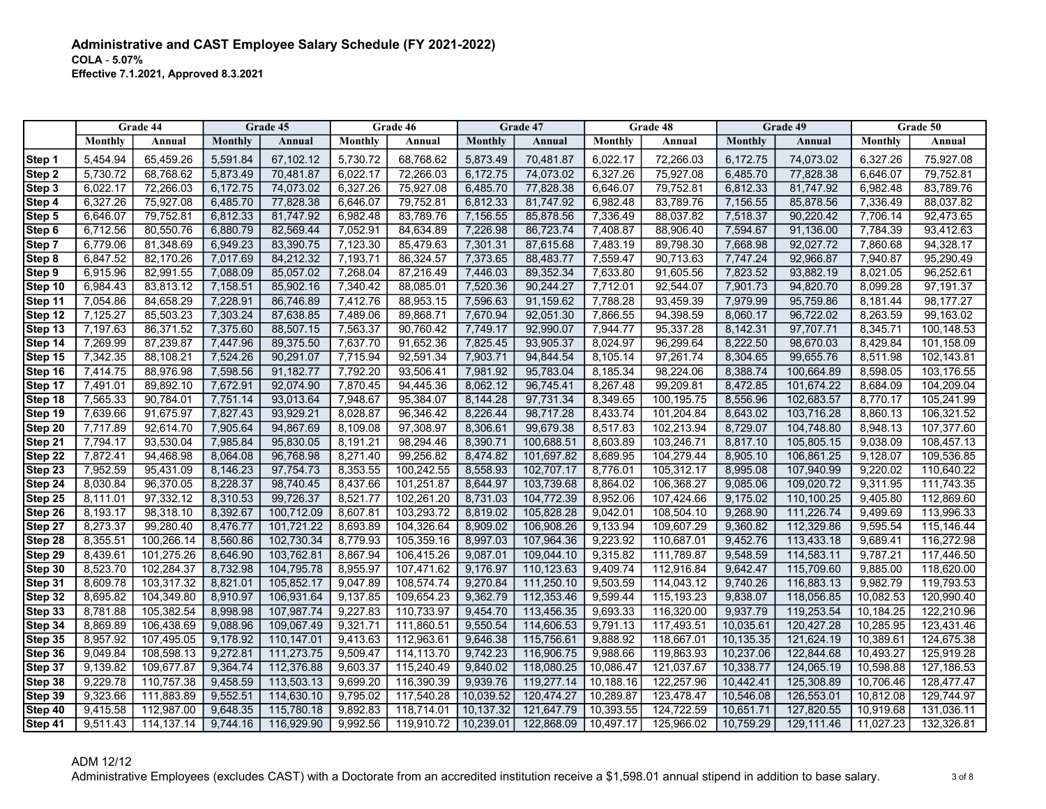# Administrative and CAST Employee Salary Schedule (FY 2021-2022)

**COLA - 5.07%**
**Effective 7.1.2021, Approved 8.3.2021**

| | Grade 44 | | Grade 45 | | Grade 46 | | Grade 47 | | Grade 48 | | Grade 49 | | Grade 50 | |
|---|---|---|---|---|---|---|---|---|---|---|---|---|---|---|
| | Monthly | Annual | Monthly | Annual | Monthly | Annual | Monthly | Annual | Monthly | Annual | Monthly | Annual | Monthly | Annual |
| Step 1 | 5,454.94 | 65,459.26 | 5,591.84 | 67,102.12 | 5,730.72 | 68,768.62 | 5,873.49 | 70,481.87 | 6,022.17 | 72,266.03 | 6,172.75 | 74,073.02 | 6,327.26 | 75,927.08 |
| Step 2 | 5,730.72 | 68,768.62 | 5,873.49 | 70,481.87 | 6,022.17 | 72,266.03 | 6,172.75 | 74,073.02 | 6,327.26 | 75,927.08 | 6,485.70 | 77,828.38 | 6,646.07 | 79,752.81 |
| Step 3 | 6,022.17 | 72,266.03 | 6,172.75 | 74,073.02 | 6,327.26 | 75,927.08 | 6,485.70 | 77,828.38 | 6,646.07 | 79,752.81 | 6,812.33 | 81,747.92 | 6,982.48 | 83,789.76 |
| Step 4 | 6,327.26 | 75,927.08 | 6,485.70 | 77,828.38 | 6,646.07 | 79,752.81 | 6,812.33 | 81,747.92 | 6,982.48 | 83,789.76 | 7,156.55 | 85,878.56 | 7,336.49 | 88,037.82 |
| Step 5 | 6,646.07 | 79,752.81 | 6,812.33 | 81,747.92 | 6,982.48 | 83,789.76 | 7,156.55 | 85,878.56 | 7,336.49 | 88,037.82 | 7,518.37 | 90,220.42 | 7,706.14 | 92,473.65 |
| Step 6 | 6,712.56 | 80,550.76 | 6,880.79 | 82,569.44 | 7,052.91 | 84,634.89 | 7,226.98 | 86,723.74 | 7,408.87 | 88,906.40 | 7,594.67 | 91,136.00 | 7,784.39 | 93,412.63 |
| Step 7 | 6,779.06 | 81,348.69 | 6,949.23 | 83,390.75 | 7,123.30 | 85,479.63 | 7,301.31 | 87,615.68 | 7,483.19 | 89,798.30 | 7,668.98 | 92,027.72 | 7,860.68 | 94,328.17 |
| Step 8 | 6,847.52 | 82,170.26 | 7,017.69 | 84,212.32 | 7,193.71 | 86,324.57 | 7,373.65 | 88,483.77 | 7,559.47 | 90,713.63 | 7,747.24 | 92,966.87 | 7,940.87 | 95,290.49 |
| Step 9 | 6,915.96 | 82,991.55 | 7,088.09 | 85,057.02 | 7,268.04 | 87,216.49 | 7,446.03 | 89,352.34 | 7,633.80 | 91,605.56 | 7,823.52 | 93,882.19 | 8,021.05 | 96,252.61 |
| Step 10 | 6,984.43 | 83,813.12 | 7,158.51 | 85,902.16 | 7,340.42 | 88,085.01 | 7,520.36 | 90,244.27 | 7,712.01 | 92,544.07 | 7,901.73 | 94,820.70 | 8,099.28 | 97,191.37 |
| Step 11 | 7,054.86 | 84,658.29 | 7,228.91 | 86,746.89 | 7,412.76 | 88,953.15 | 7,596.63 | 91,159.62 | 7,788.28 | 93,459.39 | 7,979.99 | 95,759.86 | 8,181.44 | 98,177.27 |
| Step 12 | 7,125.27 | 85,503.23 | 7,303.24 | 87,638.85 | 7,489.06 | 89,868.71 | 7,670.94 | 92,051.30 | 7,866.55 | 94,398.59 | 8,060.17 | 96,722.02 | 8,263.59 | 99,163.02 |
| Step 13 | 7,197.63 | 86,371.52 | 7,375.60 | 88,507.15 | 7,563.37 | 90,760.42 | 7,749.17 | 92,990.07 | 7,944.77 | 95,337.28 | 8,142.31 | 97,707.71 | 8,345.71 | 100,148.53 |
| Step 14 | 7,269.99 | 87,239.87 | 7,447.96 | 89,375.50 | 7,637.70 | 91,652.36 | 7,825.45 | 93,905.37 | 8,024.97 | 96,299.64 | 8,222.50 | 98,670.03 | 8,429.84 | 101,158.09 |
| Step 15 | 7,342.35 | 88,108.21 | 7,524.26 | 90,291.07 | 7,715.94 | 92,591.34 | 7,903.71 | 94,844.54 | 8,105.14 | 97,261.74 | 8,304.65 | 99,655.76 | 8,511.98 | 102,143.81 |
| Step 16 | 7,414.75 | 88,976.98 | 7,598.56 | 91,182.77 | 7,792.20 | 93,506.41 | 7,981.92 | 95,783.04 | 8,185.34 | 98,224.06 | 8,388.74 | 100,664.89 | 8,598.05 | 103,176.55 |
| Step 17 | 7,491.01 | 89,892.10 | 7,672.91 | 92,074.90 | 7,870.45 | 94,445.36 | 8,062.12 | 96,745.41 | 8,267.48 | 99,209.81 | 8,472.85 | 101,674.22 | 8,684.09 | 104,209.04 |
| Step 18 | 7,565.33 | 90,784.01 | 7,751.14 | 93,013.64 | 7,948.67 | 95,384.07 | 8,144.28 | 97,731.34 | 8,349.65 | 100,195.75 | 8,556.96 | 102,683.57 | 8,770.17 | 105,241.99 |
| Step 19 | 7,639.66 | 91,675.97 | 7,827.43 | 93,929.21 | 8,028.87 | 96,346.42 | 8,226.44 | 98,717.28 | 8,433.74 | 101,204.84 | 8,643.02 | 103,716.28 | 8,860.13 | 106,321.52 |
| Step 20 | 7,717.89 | 92,614.70 | 7,905.64 | 94,867.69 | 8,109.08 | 97,308.97 | 8,306.61 | 99,679.38 | 8,517.83 | 102,213.94 | 8,729.07 | 104,748.80 | 8,948.13 | 107,377.60 |
| Step 21 | 7,794.17 | 93,530.04 | 7,985.84 | 95,830.05 | 8,191.21 | 98,294.46 | 8,390.71 | 100,688.51 | 8,603.89 | 103,246.71 | 8,817.10 | 105,805.15 | 9,038.09 | 108,457.13 |
| Step 22 | 7,872.41 | 94,468.98 | 8,064.08 | 96,768.98 | 8,271.40 | 99,256.82 | 8,474.82 | 101,697.82 | 8,689.95 | 104,279.44 | 8,905.10 | 106,861.25 | 9,128.07 | 109,536.85 |
| Step 23 | 7,952.59 | 95,431.09 | 8,146.23 | 97,754.73 | 8,353.55 | 100,242.55 | 8,558.93 | 102,707.17 | 8,776.01 | 105,312.17 | 8,995.08 | 107,940.99 | 9,220.02 | 110,640.22 |
| Step 24 | 8,030.84 | 96,370.05 | 8,228.37 | 98,740.45 | 8,437.66 | 101,251.87 | 8,644.97 | 103,739.68 | 8,864.02 | 106,368.27 | 9,085.06 | 109,020.72 | 9,311.95 | 111,743.35 |
| Step 25 | 8,111.01 | 97,332.12 | 8,310.53 | 99,726.37 | 8,521.77 | 102,261.20 | 8,731.03 | 104,772.39 | 8,952.06 | 107,424.66 | 9,175.02 | 110,100.25 | 9,405.80 | 112,869.60 |
| Step 26 | 8,193.17 | 98,318.10 | 8,392.67 | 100,712.09 | 8,607.81 | 103,293.72 | 8,819.02 | 105,828.28 | 9,042.01 | 108,504.10 | 9,268.90 | 111,226.74 | 9,499.69 | 113,996.33 |
| Step 27 | 8,273.37 | 99,280.40 | 8,476.77 | 101,721.22 | 8,693.89 | 104,326.64 | 8,909.02 | 106,908.26 | 9,133.94 | 109,607.29 | 9,360.82 | 112,329.86 | 9,595.54 | 115,146.44 |
| Step 28 | 8,355.51 | 100,266.14 | 8,560.86 | 102,730.34 | 8,779.93 | 105,359.16 | 8,997.03 | 107,964.36 | 9,223.92 | 110,687.01 | 9,452.76 | 113,433.18 | 9,689.41 | 116,272.98 |
| Step 29 | 8,439.61 | 101,275.26 | 8,646.90 | 103,762.81 | 8,867.94 | 106,415.26 | 9,087.01 | 109,044.10 | 9,315.82 | 111,789.87 | 9,548.59 | 114,583.11 | 9,787.21 | 117,446.50 |
| Step 30 | 8,523.70 | 102,284.37 | 8,732.98 | 104,795.78 | 8,955.97 | 107,471.62 | 9,176.97 | 110,123.63 | 9,409.74 | 112,916.84 | 9,642.47 | 115,709.60 | 9,885.00 | 118,620.00 |
| Step 31 | 8,609.78 | 103,317.32 | 8,821.01 | 105,852.17 | 9,047.89 | 108,574.74 | 9,270.84 | 111,250.10 | 9,503.59 | 114,043.12 | 9,740.26 | 116,883.13 | 9,982.79 | 119,793.53 |
| Step 32 | 8,695.82 | 104,349.80 | 8,910.97 | 106,931.64 | 9,137.85 | 109,654.23 | 9,362.79 | 112,353.46 | 9,599.44 | 115,193.23 | 9,838.07 | 118,056.85 | 10,082.53 | 120,990.40 |
| Step 33 | 8,781.88 | 105,382.54 | 8,998.98 | 107,987.74 | 9,227.83 | 110,733.97 | 9,454.70 | 113,456.35 | 9,693.33 | 116,320.00 | 9,937.79 | 119,253.54 | 10,184.25 | 122,210.96 |
| Step 34 | 8,869.89 | 106,438.69 | 9,088.96 | 109,067.49 | 9,321.71 | 111,860.51 | 9,550.54 | 114,606.53 | 9,791.13 | 117,493.51 | 10,035.61 | 120,427.28 | 10,285.95 | 123,431.46 |
| Step 35 | 8,957.92 | 107,495.05 | 9,178.92 | 110,147.01 | 9,413.63 | 112,963.61 | 9,646.38 | 115,756.61 | 9,888.92 | 118,667.01 | 10,135.35 | 121,624.19 | 10,389.61 | 124,675.38 |
| Step 36 | 9,049.84 | 108,598.13 | 9,272.81 | 111,273.75 | 9,509.47 | 114,113.70 | 9,742.23 | 116,906.75 | 9,988.66 | 119,863.93 | 10,237.06 | 122,844.68 | 10,493.27 | 125,919.28 |
| Step 37 | 9,139.82 | 109,677.87 | 9,364.74 | 112,376.88 | 9,603.37 | 115,240.49 | 9,840.02 | 118,080.25 | 10,086.47 | 121,037.67 | 10,338.77 | 124,065.19 | 10,598.88 | 127,186.53 |
| Step 38 | 9,229.78 | 110,757.38 | 9,458.59 | 113,503.13 | 9,699.20 | 116,390.39 | 9,939.76 | 119,277.14 | 10,188.16 | 122,257.96 | 10,442.41 | 125,308.89 | 10,706.46 | 128,477.47 |
| Step 39 | 9,323.66 | 111,883.89 | 9,552.51 | 114,630.10 | 9,795.02 | 117,540.28 | 10,039.52 | 120,474.27 | 10,289.87 | 123,478.47 | 10,546.08 | 126,553.01 | 10,812.08 | 129,744.97 |
| Step 40 | 9,415.58 | 112,987.00 | 9,648.35 | 115,780.18 | 9,892.83 | 118,714.01 | 10,137.32 | 121,647.79 | 10,393.55 | 124,722.59 | 10,651.71 | 127,820.55 | 10,919.68 | 131,036.11 |
| Step 41 | 9,511.43 | 114,137.14 | 9,744.16 | 116,929.90 | 9,992.56 | 119,910.72 | 10,239.01 | 122,868.09 | 10,497.17 | 125,966.02 | 10,759.29 | 129,111.46 | 11,027.23 | 132,326.81 |

ADM 12/12

Administrative Employees (excludes CAST) with a Doctorate from an accredited institution receive a $1,598.01 annual stipend in addition to base salary.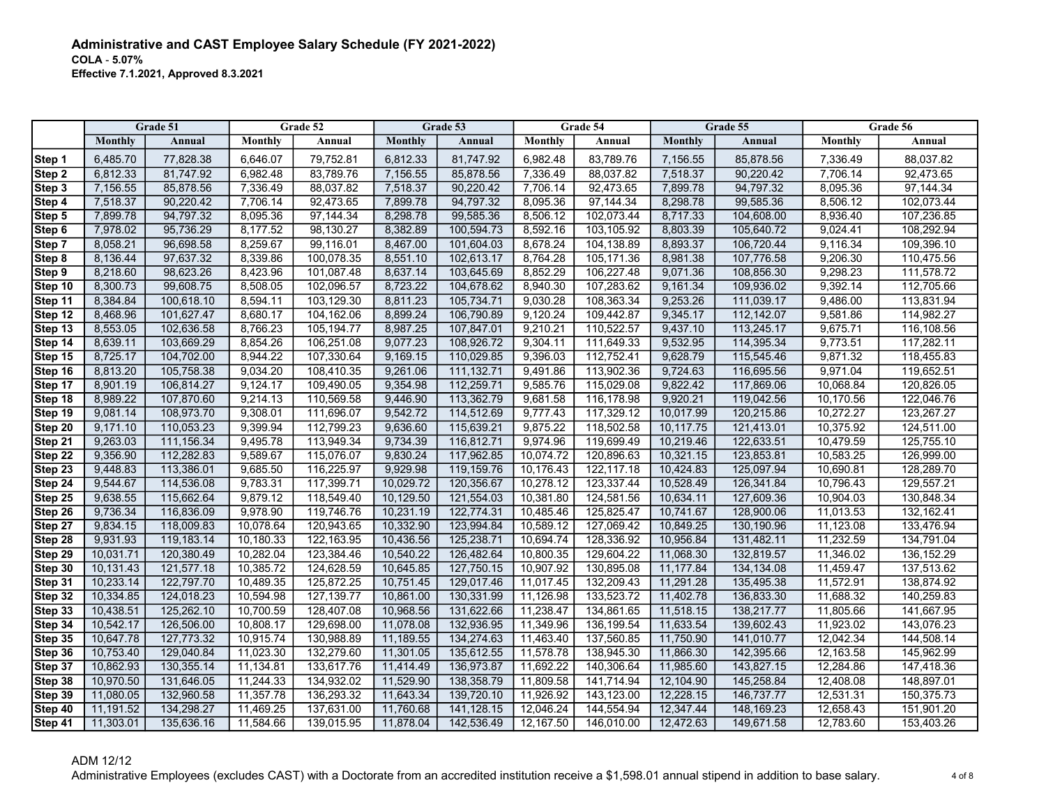# Administrative and CAST Employee Salary Schedule (FY 2021-2022)

**COLA - 5.07%**

**Effective 7.1.2021, Approved 8.3.2021**

| | Grade 51 | | Grade 52 | | Grade 53 | | Grade 54 | | Grade 55 | | Grade 56 | |
|---|---|---|---|---|---|---|---|---|---|---|---|---|
| | Monthly | Annual | Monthly | Annual | Monthly | Annual | Monthly | Annual | Monthly | Annual | Monthly | Annual |
| Step 1 | 6,485.70 | 77,828.38 | 6,646.07 | 79,752.81 | 6,812.33 | 81,747.92 | 6,982.48 | 83,789.76 | 7,156.55 | 85,878.56 | 7,336.49 | 88,037.82 |
| Step 2 | 6,812.33 | 81,747.92 | 6,982.48 | 83,789.76 | 7,156.55 | 85,878.56 | 7,336.49 | 88,037.82 | 7,518.37 | 90,220.42 | 7,706.14 | 92,473.65 |
| Step 3 | 7,156.55 | 85,878.56 | 7,336.49 | 88,037.82 | 7,518.37 | 90,220.42 | 7,706.14 | 92,473.65 | 7,899.78 | 94,797.32 | 8,095.36 | 97,144.34 |
| Step 4 | 7,518.37 | 90,220.42 | 7,706.14 | 92,473.65 | 7,899.78 | 94,797.32 | 8,095.36 | 97,144.34 | 8,298.78 | 99,585.36 | 8,506.12 | 102,073.44 |
| Step 5 | 7,899.78 | 94,797.32 | 8,095.36 | 97,144.34 | 8,298.78 | 99,585.36 | 8,506.12 | 102,073.44 | 8,717.33 | 104,608.00 | 8,936.40 | 107,236.85 |
| Step 6 | 7,978.02 | 95,736.29 | 8,177.52 | 98,130.27 | 8,382.89 | 100,594.73 | 8,592.16 | 103,105.92 | 8,803.39 | 105,640.72 | 9,024.41 | 108,292.94 |
| Step 7 | 8,058.21 | 96,698.58 | 8,259.67 | 99,116.01 | 8,467.00 | 101,604.03 | 8,678.24 | 104,138.89 | 8,893.37 | 106,720.44 | 9,116.34 | 109,396.10 |
| Step 8 | 8,136.44 | 97,637.32 | 8,339.86 | 100,078.35 | 8,551.10 | 102,613.17 | 8,764.28 | 105,171.36 | 8,981.38 | 107,776.58 | 9,206.30 | 110,475.56 |
| Step 9 | 8,218.60 | 98,623.26 | 8,423.96 | 101,087.48 | 8,637.14 | 103,645.69 | 8,852.29 | 106,227.48 | 9,071.36 | 108,856.30 | 9,298.23 | 111,578.72 |
| Step 10 | 8,300.73 | 99,608.75 | 8,508.05 | 102,096.57 | 8,723.22 | 104,678.62 | 8,940.30 | 107,283.62 | 9,161.34 | 109,936.02 | 9,392.14 | 112,705.66 |
| Step 11 | 8,384.84 | 100,618.10 | 8,594.11 | 103,129.30 | 8,811.23 | 105,734.71 | 9,030.28 | 108,363.34 | 9,253.26 | 111,039.17 | 9,486.00 | 113,831.94 |
| Step 12 | 8,468.96 | 101,627.47 | 8,680.17 | 104,162.06 | 8,899.24 | 106,790.89 | 9,120.24 | 109,442.87 | 9,345.17 | 112,142.07 | 9,581.86 | 114,982.27 |
| Step 13 | 8,553.05 | 102,636.58 | 8,766.23 | 105,194.77 | 8,987.25 | 107,847.01 | 9,210.21 | 110,522.57 | 9,437.10 | 113,245.17 | 9,675.71 | 116,108.56 |
| Step 14 | 8,639.11 | 103,669.29 | 8,854.26 | 106,251.08 | 9,077.23 | 108,926.72 | 9,304.11 | 111,649.33 | 9,532.95 | 114,395.34 | 9,773.51 | 117,282.11 |
| Step 15 | 8,725.17 | 104,702.00 | 8,944.22 | 107,330.64 | 9,169.15 | 110,029.85 | 9,396.03 | 112,752.41 | 9,628.79 | 115,545.46 | 9,871.32 | 118,455.83 |
| Step 16 | 8,813.20 | 105,758.38 | 9,034.20 | 108,410.35 | 9,261.06 | 111,132.71 | 9,491.86 | 113,902.36 | 9,724.63 | 116,695.56 | 9,971.04 | 119,652.51 |
| Step 17 | 8,901.19 | 106,814.27 | 9,124.17 | 109,490.05 | 9,354.98 | 112,259.71 | 9,585.76 | 115,029.08 | 9,822.42 | 117,869.06 | 10,068.84 | 120,826.05 |
| Step 18 | 8,989.22 | 107,870.60 | 9,214.13 | 110,569.58 | 9,446.90 | 113,362.79 | 9,681.58 | 116,178.98 | 9,920.21 | 119,042.56 | 10,170.56 | 122,046.76 |
| Step 19 | 9,081.14 | 108,973.70 | 9,308.01 | 111,696.07 | 9,542.72 | 114,512.69 | 9,777.43 | 117,329.12 | 10,017.99 | 120,215.86 | 10,272.27 | 123,267.27 |
| Step 20 | 9,171.10 | 110,053.23 | 9,399.94 | 112,799.23 | 9,636.60 | 115,639.21 | 9,875.22 | 118,502.58 | 10,117.75 | 121,413.01 | 10,375.92 | 124,511.00 |
| Step 21 | 9,263.03 | 111,156.34 | 9,495.78 | 113,949.34 | 9,734.39 | 116,812.71 | 9,974.96 | 119,699.49 | 10,219.46 | 122,633.51 | 10,479.59 | 125,755.10 |
| Step 22 | 9,356.90 | 112,282.83 | 9,589.67 | 115,076.07 | 9,830.24 | 117,962.85 | 10,074.72 | 120,896.63 | 10,321.15 | 123,853.81 | 10,583.25 | 126,999.00 |
| Step 23 | 9,448.83 | 113,386.01 | 9,685.50 | 116,225.97 | 9,929.98 | 119,159.76 | 10,176.43 | 122,117.18 | 10,424.83 | 125,097.94 | 10,690.81 | 128,289.70 |
| Step 24 | 9,544.67 | 114,536.08 | 9,783.31 | 117,399.71 | 10,029.72 | 120,356.67 | 10,278.12 | 123,337.44 | 10,528.49 | 126,341.84 | 10,796.43 | 129,557.21 |
| Step 25 | 9,638.55 | 115,662.64 | 9,879.12 | 118,549.40 | 10,129.50 | 121,554.03 | 10,381.80 | 124,581.56 | 10,634.11 | 127,609.36 | 10,904.03 | 130,848.34 |
| Step 26 | 9,736.34 | 116,836.09 | 9,978.90 | 119,746.76 | 10,231.19 | 122,774.31 | 10,485.46 | 125,825.47 | 10,741.67 | 128,900.06 | 11,013.53 | 132,162.41 |
| Step 27 | 9,834.15 | 118,009.83 | 10,078.64 | 120,943.65 | 10,332.90 | 123,994.84 | 10,589.12 | 127,069.42 | 10,849.25 | 130,190.96 | 11,123.08 | 133,476.94 |
| Step 28 | 9,931.93 | 119,183.14 | 10,180.33 | 122,163.95 | 10,436.56 | 125,238.71 | 10,694.74 | 128,336.92 | 10,956.84 | 131,482.11 | 11,232.59 | 134,791.04 |
| Step 29 | 10,031.71 | 120,380.49 | 10,282.04 | 123,384.46 | 10,540.22 | 126,482.64 | 10,800.35 | 129,604.22 | 11,068.30 | 132,819.57 | 11,346.02 | 136,152.29 |
| Step 30 | 10,131.43 | 121,577.18 | 10,385.72 | 124,628.59 | 10,645.85 | 127,750.15 | 10,907.92 | 130,895.08 | 11,177.84 | 134,134.08 | 11,459.47 | 137,513.62 |
| Step 31 | 10,233.14 | 122,797.70 | 10,489.35 | 125,872.25 | 10,751.45 | 129,017.46 | 11,017.45 | 132,209.43 | 11,291.28 | 135,495.38 | 11,572.91 | 138,874.92 |
| Step 32 | 10,334.85 | 124,018.23 | 10,594.98 | 127,139.77 | 10,861.00 | 130,331.99 | 11,126.98 | 133,523.72 | 11,402.78 | 136,833.30 | 11,688.32 | 140,259.83 |
| Step 33 | 10,438.51 | 125,262.10 | 10,700.59 | 128,407.08 | 10,968.56 | 131,622.66 | 11,238.47 | 134,861.65 | 11,518.15 | 138,217.77 | 11,805.66 | 141,667.95 |
| Step 34 | 10,542.17 | 126,506.00 | 10,808.17 | 129,698.00 | 11,078.08 | 132,936.95 | 11,349.96 | 136,199.54 | 11,633.54 | 139,602.43 | 11,923.02 | 143,076.23 |
| Step 35 | 10,647.78 | 127,773.32 | 10,915.74 | 130,988.89 | 11,189.55 | 134,274.63 | 11,463.40 | 137,560.85 | 11,750.90 | 141,010.77 | 12,042.34 | 144,508.14 |
| Step 36 | 10,753.40 | 129,040.84 | 11,023.30 | 132,279.60 | 11,301.05 | 135,612.55 | 11,578.78 | 138,945.30 | 11,866.30 | 142,395.66 | 12,163.58 | 145,962.99 |
| Step 37 | 10,862.93 | 130,355.14 | 11,134.81 | 133,617.76 | 11,414.49 | 136,973.87 | 11,692.22 | 140,306.64 | 11,985.60 | 143,827.15 | 12,284.86 | 147,418.36 |
| Step 38 | 10,970.50 | 131,646.05 | 11,244.33 | 134,932.02 | 11,529.90 | 138,358.79 | 11,809.58 | 141,714.94 | 12,104.90 | 145,258.84 | 12,408.08 | 148,897.01 |
| Step 39 | 11,080.05 | 132,960.58 | 11,357.78 | 136,293.32 | 11,643.34 | 139,720.10 | 11,926.92 | 143,123.00 | 12,228.15 | 146,737.77 | 12,531.31 | 150,375.73 |
| Step 40 | 11,191.52 | 134,298.27 | 11,469.25 | 137,631.00 | 11,760.68 | 141,128.15 | 12,046.24 | 144,554.94 | 12,347.44 | 148,169.23 | 12,658.43 | 151,901.20 |
| Step 41 | 11,303.01 | 135,636.16 | 11,584.66 | 139,015.95 | 11,878.04 | 142,536.49 | 12,167.50 | 146,010.00 | 12,472.63 | 149,671.58 | 12,783.60 | 153,403.26 |

ADM 12/12

Administrative Employees (excludes CAST) with a Doctorate from an accredited institution receive a $1,598.01 annual stipend in addition to base salary.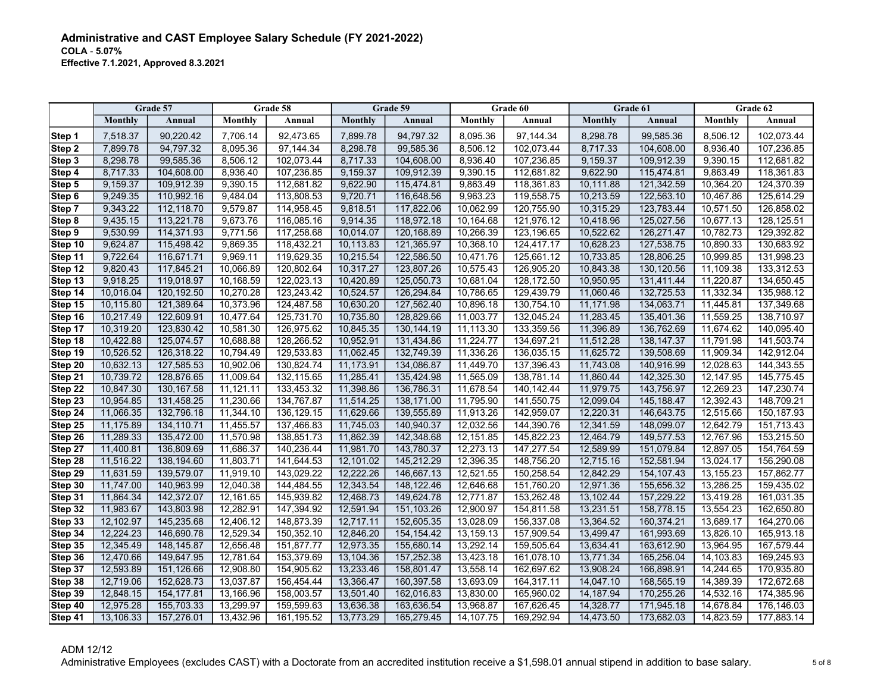**Administrative and CAST Employee Salary Schedule (FY 2021-2022)**
**COLA - 5.07%**
**Effective 7.1.2021, Approved 8.3.2021**

| | Grade 57 | | Grade 58 | | Grade 59 | | Grade 60 | | Grade 61 | | Grade 62 | |
|---|---|---|---|---|---|---|---|---|---|---|---|---|
| | Monthly | Annual | Monthly | Annual | Monthly | Annual | Monthly | Annual | Monthly | Annual | Monthly | Annual |
| Step 1 | 7,518.37 | 90,220.42 | 7,706.14 | 92,473.65 | 7,899.78 | 94,797.32 | 8,095.36 | 97,144.34 | 8,298.78 | 99,585.36 | 8,506.12 | 102,073.44 |
| Step 2 | 7,899.78 | 94,797.32 | 8,095.36 | 97,144.34 | 8,298.78 | 99,585.36 | 8,506.12 | 102,073.44 | 8,717.33 | 104,608.00 | 8,936.40 | 107,236.85 |
| Step 3 | 8,298.78 | 99,585.36 | 8,506.12 | 102,073.44 | 8,717.33 | 104,608.00 | 8,936.40 | 107,236.85 | 9,159.37 | 109,912.39 | 9,390.15 | 112,681.82 |
| Step 4 | 8,717.33 | 104,608.00 | 8,936.40 | 107,236.85 | 9,159.37 | 109,912.39 | 9,390.15 | 112,681.82 | 9,622.90 | 115,474.81 | 9,863.49 | 118,361.83 |
| Step 5 | 9,159.37 | 109,912.39 | 9,390.15 | 112,681.82 | 9,622.90 | 115,474.81 | 9,863.49 | 118,361.83 | 10,111.88 | 121,342.59 | 10,364.20 | 124,370.39 |
| Step 6 | 9,249.35 | 110,992.16 | 9,484.04 | 113,808.53 | 9,720.71 | 116,648.56 | 9,963.23 | 119,558.75 | 10,213.59 | 122,563.10 | 10,467.86 | 125,614.29 |
| Step 7 | 9,343.22 | 112,118.70 | 9,579.87 | 114,958.45 | 9,818.51 | 117,822.06 | 10,062.99 | 120,755.90 | 10,315.29 | 123,783.44 | 10,571.50 | 126,858.02 |
| Step 8 | 9,435.15 | 113,221.78 | 9,673.76 | 116,085.16 | 9,914.35 | 118,972.18 | 10,164.68 | 121,976.12 | 10,418.96 | 125,027.56 | 10,677.13 | 128,125.51 |
| Step 9 | 9,530.99 | 114,371.93 | 9,771.56 | 117,258.68 | 10,014.07 | 120,168.89 | 10,266.39 | 123,196.65 | 10,522.62 | 126,271.47 | 10,782.73 | 129,392.82 |
| Step 10 | 9,624.87 | 115,498.42 | 9,869.35 | 118,432.21 | 10,113.83 | 121,365.97 | 10,368.10 | 124,417.17 | 10,628.23 | 127,538.75 | 10,890.33 | 130,683.92 |
| Step 11 | 9,722.64 | 116,671.71 | 9,969.11 | 119,629.35 | 10,215.54 | 122,586.50 | 10,471.76 | 125,661.12 | 10,733.85 | 128,806.25 | 10,999.85 | 131,998.23 |
| Step 12 | 9,820.43 | 117,845.21 | 10,066.89 | 120,802.64 | 10,317.27 | 123,807.26 | 10,575.43 | 126,905.20 | 10,843.38 | 130,120.56 | 11,109.38 | 133,312.53 |
| Step 13 | 9,918.25 | 119,018.97 | 10,168.59 | 122,023.13 | 10,420.89 | 125,050.73 | 10,681.04 | 128,172.50 | 10,950.95 | 131,411.44 | 11,220.87 | 134,650.45 |
| Step 14 | 10,016.04 | 120,192.50 | 10,270.28 | 123,243.42 | 10,524.57 | 126,294.84 | 10,786.65 | 129,439.79 | 11,060.46 | 132,725.53 | 11,332.34 | 135,988.12 |
| Step 15 | 10,115.80 | 121,389.64 | 10,373.96 | 124,487.58 | 10,630.20 | 127,562.40 | 10,896.18 | 130,754.10 | 11,171.98 | 134,063.71 | 11,445.81 | 137,349.68 |
| Step 16 | 10,217.49 | 122,609.91 | 10,477.64 | 125,731.70 | 10,735.80 | 128,829.66 | 11,003.77 | 132,045.24 | 11,283.45 | 135,401.36 | 11,559.25 | 138,710.97 |
| Step 17 | 10,319.20 | 123,830.42 | 10,581.30 | 126,975.62 | 10,845.35 | 130,144.19 | 11,113.30 | 133,359.56 | 11,396.89 | 136,762.69 | 11,674.62 | 140,095.40 |
| Step 18 | 10,422.88 | 125,074.57 | 10,688.88 | 128,266.52 | 10,952.91 | 131,434.86 | 11,224.77 | 134,697.21 | 11,512.28 | 138,147.37 | 11,791.98 | 141,503.74 |
| Step 19 | 10,526.52 | 126,318.22 | 10,794.49 | 129,533.83 | 11,062.45 | 132,749.39 | 11,336.26 | 136,035.15 | 11,625.72 | 139,508.69 | 11,909.34 | 142,912.04 |
| Step 20 | 10,632.13 | 127,585.53 | 10,902.06 | 130,824.74 | 11,173.91 | 134,086.87 | 11,449.70 | 137,396.43 | 11,743.08 | 140,916.99 | 12,028.63 | 144,343.55 |
| Step 21 | 10,739.72 | 128,876.65 | 11,009.64 | 132,115.65 | 11,285.41 | 135,424.98 | 11,565.09 | 138,781.14 | 11,860.44 | 142,325.30 | 12,147.95 | 145,775.45 |
| Step 22 | 10,847.30 | 130,167.58 | 11,121.11 | 133,453.32 | 11,398.86 | 136,786.31 | 11,678.54 | 140,142.44 | 11,979.75 | 143,756.97 | 12,269.23 | 147,230.74 |
| Step 23 | 10,954.85 | 131,458.25 | 11,230.66 | 134,767.87 | 11,514.25 | 138,171.00 | 11,795.90 | 141,550.75 | 12,099.04 | 145,188.47 | 12,392.43 | 148,709.21 |
| Step 24 | 11,066.35 | 132,796.18 | 11,344.10 | 136,129.15 | 11,629.66 | 139,555.89 | 11,913.26 | 142,959.07 | 12,220.31 | 146,643.75 | 12,515.66 | 150,187.93 |
| Step 25 | 11,175.89 | 134,110.71 | 11,455.57 | 137,466.83 | 11,745.03 | 140,940.37 | 12,032.56 | 144,390.76 | 12,341.59 | 148,099.07 | 12,642.79 | 151,713.43 |
| Step 26 | 11,289.33 | 135,472.00 | 11,570.98 | 138,851.73 | 11,862.39 | 142,348.68 | 12,151.85 | 145,822.23 | 12,464.79 | 149,577.53 | 12,767.96 | 153,215.50 |
| Step 27 | 11,400.81 | 136,809.69 | 11,686.37 | 140,236.44 | 11,981.70 | 143,780.37 | 12,273.13 | 147,277.54 | 12,589.99 | 151,079.84 | 12,897.05 | 154,764.59 |
| Step 28 | 11,516.22 | 138,194.60 | 11,803.71 | 141,644.53 | 12,101.02 | 145,212.29 | 12,396.35 | 148,756.20 | 12,715.16 | 152,581.94 | 13,024.17 | 156,290.08 |
| Step 29 | 11,631.59 | 139,579.07 | 11,919.10 | 143,029.22 | 12,222.26 | 146,667.13 | 12,521.55 | 150,258.54 | 12,842.29 | 154,107.43 | 13,155.23 | 157,862.77 |
| Step 30 | 11,747.00 | 140,963.99 | 12,040.38 | 144,484.55 | 12,343.54 | 148,122.46 | 12,646.68 | 151,760.20 | 12,971.36 | 155,656.32 | 13,286.25 | 159,435.02 |
| Step 31 | 11,864.34 | 142,372.07 | 12,161.65 | 145,939.82 | 12,468.73 | 149,624.78 | 12,771.87 | 153,262.48 | 13,102.44 | 157,229.22 | 13,419.28 | 161,031.35 |
| Step 32 | 11,983.67 | 143,803.98 | 12,282.91 | 147,394.92 | 12,591.94 | 151,103.26 | 12,900.97 | 154,811.58 | 13,231.51 | 158,778.15 | 13,554.23 | 162,650.80 |
| Step 33 | 12,102.97 | 145,235.68 | 12,406.12 | 148,873.39 | 12,717.11 | 152,605.35 | 13,028.09 | 156,337.08 | 13,364.52 | 160,374.21 | 13,689.17 | 164,270.06 |
| Step 34 | 12,224.23 | 146,690.78 | 12,529.34 | 150,352.10 | 12,846.20 | 154,154.42 | 13,159.13 | 157,909.54 | 13,499.47 | 161,993.69 | 13,826.10 | 165,913.18 |
| Step 35 | 12,345.49 | 148,145.87 | 12,656.48 | 151,877.77 | 12,973.35 | 155,680.14 | 13,292.14 | 159,505.64 | 13,634.41 | 163,612.90 | 13,964.95 | 167,579.44 |
| Step 36 | 12,470.66 | 149,647.95 | 12,781.64 | 153,379.69 | 13,104.36 | 157,252.38 | 13,423.18 | 161,078.10 | 13,771.34 | 165,256.04 | 14,103.83 | 169,245.93 |
| Step 37 | 12,593.89 | 151,126.66 | 12,908.80 | 154,905.62 | 13,233.46 | 158,801.47 | 13,558.14 | 162,697.62 | 13,908.24 | 166,898.91 | 14,244.65 | 170,935.80 |
| Step 38 | 12,719.06 | 152,628.73 | 13,037.87 | 156,454.44 | 13,366.47 | 160,397.58 | 13,693.09 | 164,317.11 | 14,047.10 | 168,565.19 | 14,389.39 | 172,672.68 |
| Step 39 | 12,848.15 | 154,177.81 | 13,166.96 | 158,003.57 | 13,501.40 | 162,016.83 | 13,830.00 | 165,960.02 | 14,187.94 | 170,255.26 | 14,532.16 | 174,385.96 |
| Step 40 | 12,975.28 | 155,703.33 | 13,299.97 | 159,599.63 | 13,636.38 | 163,636.54 | 13,968.87 | 167,626.45 | 14,328.77 | 171,945.18 | 14,678.84 | 176,146.03 |
| Step 41 | 13,106.33 | 157,276.01 | 13,432.96 | 161,195.52 | 13,773.29 | 165,279.45 | 14,107.75 | 169,292.94 | 14,473.50 | 173,682.03 | 14,823.59 | 177,883.14 |

ADM 12/12

Administrative Employees (excludes CAST) with a Doctorate from an accredited institution receive a $1,598.01 annual stipend in addition to base salary.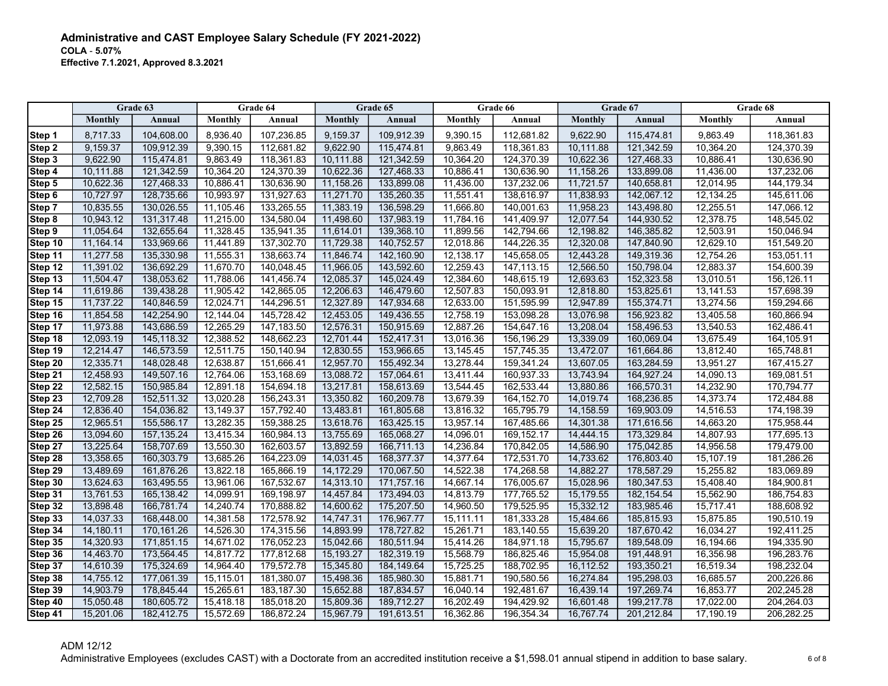## Administrative and CAST Employee Salary Schedule (FY 2021-2022)

**COLA - 5.07%**

**Effective 7.1.2021, Approved 8.3.2021**

| | Grade 63 | | Grade 64 | | Grade 65 | | Grade 66 | | Grade 67 | | Grade 68 | |
|---|---|---|---|---|---|---|---|---|---|---|---|---|
| | Monthly | Annual | Monthly | Annual | Monthly | Annual | Monthly | Annual | Monthly | Annual | Monthly | Annual |
| Step 1 | 8,717.33 | 104,608.00 | 8,936.40 | 107,236.85 | 9,159.37 | 109,912.39 | 9,390.15 | 112,681.82 | 9,622.90 | 115,474.81 | 9,863.49 | 118,361.83 |
| Step 2 | 9,159.37 | 109,912.39 | 9,390.15 | 112,681.82 | 9,622.90 | 115,474.81 | 9,863.49 | 118,361.83 | 10,111.88 | 121,342.59 | 10,364.20 | 124,370.39 |
| Step 3 | 9,622.90 | 115,474.81 | 9,863.49 | 118,361.83 | 10,111.88 | 121,342.59 | 10,364.20 | 124,370.39 | 10,622.36 | 127,468.33 | 10,886.41 | 130,636.90 |
| Step 4 | 10,111.88 | 121,342.59 | 10,364.20 | 124,370.39 | 10,622.36 | 127,468.33 | 10,886.41 | 130,636.90 | 11,158.26 | 133,899.08 | 11,436.00 | 137,232.06 |
| Step 5 | 10,622.36 | 127,468.33 | 10,886.41 | 130,636.90 | 11,158.26 | 133,899.08 | 11,436.00 | 137,232.06 | 11,721.57 | 140,658.81 | 12,014.95 | 144,179.34 |
| Step 6 | 10,727.97 | 128,735.66 | 10,993.97 | 131,927.63 | 11,271.70 | 135,260.35 | 11,551.41 | 138,616.97 | 11,838.93 | 142,067.12 | 12,134.25 | 145,611.06 |
| Step 7 | 10,835.55 | 130,026.55 | 11,105.46 | 133,265.55 | 11,383.19 | 136,598.29 | 11,666.80 | 140,001.63 | 11,958.23 | 143,498.80 | 12,255.51 | 147,066.12 |
| Step 8 | 10,943.12 | 131,317.48 | 11,215.00 | 134,580.04 | 11,498.60 | 137,983.19 | 11,784.16 | 141,409.97 | 12,077.54 | 144,930.52 | 12,378.75 | 148,545.02 |
| Step 9 | 11,054.64 | 132,655.64 | 11,328.45 | 135,941.35 | 11,614.01 | 139,368.10 | 11,899.56 | 142,794.66 | 12,198.82 | 146,385.82 | 12,503.91 | 150,046.94 |
| Step 10 | 11,164.14 | 133,969.66 | 11,441.89 | 137,302.70 | 11,729.38 | 140,752.57 | 12,018.86 | 144,226.35 | 12,320.08 | 147,840.90 | 12,629.10 | 151,549.20 |
| Step 11 | 11,277.58 | 135,330.98 | 11,555.31 | 138,663.74 | 11,846.74 | 142,160.90 | 12,138.17 | 145,658.05 | 12,443.28 | 149,319.36 | 12,754.26 | 153,051.11 |
| Step 12 | 11,391.02 | 136,692.29 | 11,670.70 | 140,048.45 | 11,966.05 | 143,592.60 | 12,259.43 | 147,113.15 | 12,566.50 | 150,798.04 | 12,883.37 | 154,600.39 |
| Step 13 | 11,504.47 | 138,053.62 | 11,788.06 | 141,456.74 | 12,085.37 | 145,024.49 | 12,384.60 | 148,615.19 | 12,693.63 | 152,323.58 | 13,010.51 | 156,126.11 |
| Step 14 | 11,619.86 | 139,438.28 | 11,905.42 | 142,865.05 | 12,206.63 | 146,479.60 | 12,507.83 | 150,093.91 | 12,818.80 | 153,825.61 | 13,141.53 | 157,698.39 |
| Step 15 | 11,737.22 | 140,846.59 | 12,024.71 | 144,296.51 | 12,327.89 | 147,934.68 | 12,633.00 | 151,595.99 | 12,947.89 | 155,374.71 | 13,274.56 | 159,294.66 |
| Step 16 | 11,854.58 | 142,254.90 | 12,144.04 | 145,728.42 | 12,453.05 | 149,436.55 | 12,758.19 | 153,098.28 | 13,076.98 | 156,923.82 | 13,405.58 | 160,866.94 |
| Step 17 | 11,973.88 | 143,686.59 | 12,265.29 | 147,183.50 | 12,576.31 | 150,915.69 | 12,887.26 | 154,647.16 | 13,208.04 | 158,496.53 | 13,540.53 | 162,486.41 |
| Step 18 | 12,093.19 | 145,118.32 | 12,388.52 | 148,662.23 | 12,701.44 | 152,417.31 | 13,016.36 | 156,196.29 | 13,339.09 | 160,069.04 | 13,675.49 | 164,105.91 |
| Step 19 | 12,214.47 | 146,573.59 | 12,511.75 | 150,140.94 | 12,830.55 | 153,966.65 | 13,145.45 | 157,745.35 | 13,472.07 | 161,664.86 | 13,812.40 | 165,748.81 |
| Step 20 | 12,335.71 | 148,028.48 | 12,638.87 | 151,666.41 | 12,957.70 | 155,492.34 | 13,278.44 | 159,341.24 | 13,607.05 | 163,284.59 | 13,951.27 | 167,415.27 |
| Step 21 | 12,458.93 | 149,507.16 | 12,764.06 | 153,168.69 | 13,088.72 | 157,064.61 | 13,411.44 | 160,937.33 | 13,743.94 | 164,927.24 | 14,090.13 | 169,081.51 |
| Step 22 | 12,582.15 | 150,985.84 | 12,891.18 | 154,694.18 | 13,217.81 | 158,613.69 | 13,544.45 | 162,533.44 | 13,880.86 | 166,570.31 | 14,232.90 | 170,794.77 |
| Step 23 | 12,709.28 | 152,511.32 | 13,020.28 | 156,243.31 | 13,350.82 | 160,209.78 | 13,679.39 | 164,152.70 | 14,019.74 | 168,236.85 | 14,373.74 | 172,484.88 |
| Step 24 | 12,836.40 | 154,036.82 | 13,149.37 | 157,792.40 | 13,483.81 | 161,805.68 | 13,816.32 | 165,795.79 | 14,158.59 | 169,903.09 | 14,516.53 | 174,198.39 |
| Step 25 | 12,965.51 | 155,586.17 | 13,282.35 | 159,388.25 | 13,618.76 | 163,425.15 | 13,957.14 | 167,485.66 | 14,301.38 | 171,616.56 | 14,663.20 | 175,958.44 |
| Step 26 | 13,094.60 | 157,135.24 | 13,415.34 | 160,984.13 | 13,755.69 | 165,068.27 | 14,096.01 | 169,152.17 | 14,444.15 | 173,329.84 | 14,807.93 | 177,695.13 |
| Step 27 | 13,225.64 | 158,707.69 | 13,550.30 | 162,603.57 | 13,892.59 | 166,711.13 | 14,236.84 | 170,842.05 | 14,586.90 | 175,042.85 | 14,956.58 | 179,479.00 |
| Step 28 | 13,358.65 | 160,303.79 | 13,685.26 | 164,223.09 | 14,031.45 | 168,377.37 | 14,377.64 | 172,531.70 | 14,733.62 | 176,803.40 | 15,107.19 | 181,286.26 |
| Step 29 | 13,489.69 | 161,876.26 | 13,822.18 | 165,866.19 | 14,172.29 | 170,067.50 | 14,522.38 | 174,268.58 | 14,882.27 | 178,587.29 | 15,255.82 | 183,069.89 |
| Step 30 | 13,624.63 | 163,495.55 | 13,961.06 | 167,532.67 | 14,313.10 | 171,757.16 | 14,667.14 | 176,005.67 | 15,028.96 | 180,347.53 | 15,408.40 | 184,900.81 |
| Step 31 | 13,761.53 | 165,138.42 | 14,099.91 | 169,198.97 | 14,457.84 | 173,494.03 | 14,813.79 | 177,765.52 | 15,179.55 | 182,154.54 | 15,562.90 | 186,754.83 |
| Step 32 | 13,898.48 | 166,781.74 | 14,240.74 | 170,888.82 | 14,600.62 | 175,207.50 | 14,960.50 | 179,525.95 | 15,332.12 | 183,985.46 | 15,717.41 | 188,608.92 |
| Step 33 | 14,037.33 | 168,448.00 | 14,381.58 | 172,578.92 | 14,747.31 | 176,967.77 | 15,111.11 | 181,333.28 | 15,484.66 | 185,815.93 | 15,875.85 | 190,510.19 |
| Step 34 | 14,180.11 | 170,161.26 | 14,526.30 | 174,315.56 | 14,893.99 | 178,727.82 | 15,261.71 | 183,140.55 | 15,639.20 | 187,670.42 | 16,034.27 | 192,411.25 |
| Step 35 | 14,320.93 | 171,851.15 | 14,671.02 | 176,052.23 | 15,042.66 | 180,511.94 | 15,414.26 | 184,971.18 | 15,795.67 | 189,548.09 | 16,194.66 | 194,335.90 |
| Step 36 | 14,463.70 | 173,564.45 | 14,817.72 | 177,812.68 | 15,193.27 | 182,319.19 | 15,568.79 | 186,825.46 | 15,954.08 | 191,448.91 | 16,356.98 | 196,283.76 |
| Step 37 | 14,610.39 | 175,324.69 | 14,964.40 | 179,572.78 | 15,345.80 | 184,149.64 | 15,725.25 | 188,702.95 | 16,112.52 | 193,350.21 | 16,519.34 | 198,232.04 |
| Step 38 | 14,755.12 | 177,061.39 | 15,115.01 | 181,380.07 | 15,498.36 | 185,980.30 | 15,881.71 | 190,580.56 | 16,274.84 | 195,298.03 | 16,685.57 | 200,226.86 |
| Step 39 | 14,903.79 | 178,845.44 | 15,265.61 | 183,187.30 | 15,652.88 | 187,834.57 | 16,040.14 | 192,481.67 | 16,439.14 | 197,269.74 | 16,853.77 | 202,245.28 |
| Step 40 | 15,050.48 | 180,605.72 | 15,418.18 | 185,018.20 | 15,809.36 | 189,712.27 | 16,202.49 | 194,429.92 | 16,601.48 | 199,217.78 | 17,022.00 | 204,264.03 |
| Step 41 | 15,201.06 | 182,412.75 | 15,572.69 | 186,872.24 | 15,967.79 | 191,613.51 | 16,362.86 | 196,354.34 | 16,767.74 | 201,212.84 | 17,190.19 | 206,282.25 |

ADM 12/12

Administrative Employees (excludes CAST) with a Doctorate from an accredited institution receive a $1,598.01 annual stipend in addition to base salary.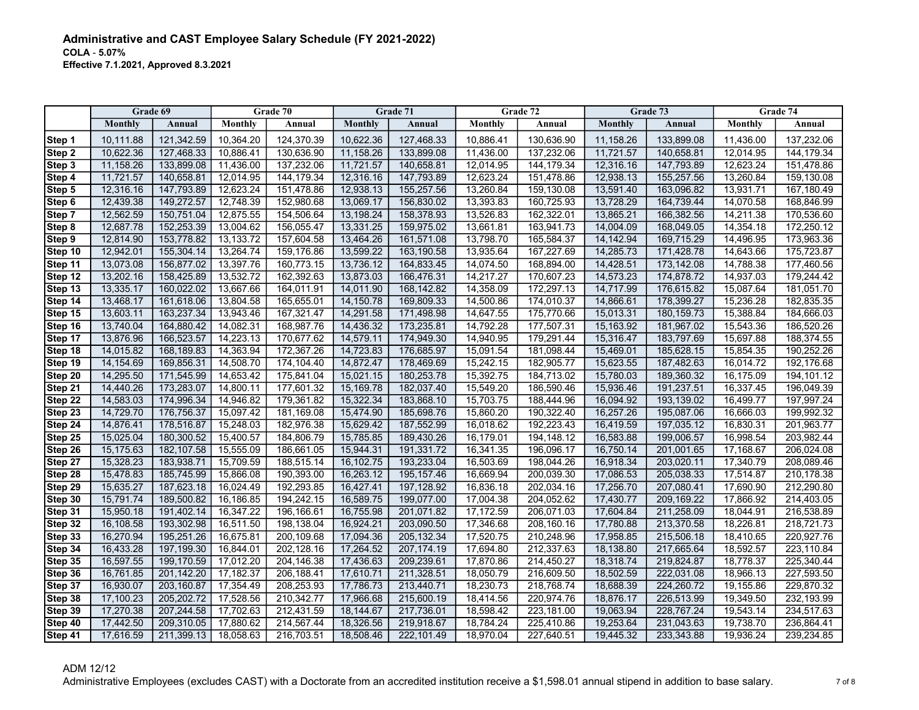## Administrative and CAST Employee Salary Schedule (FY 2021-2022)

**COLA - 5.07%**

**Effective 7.1.2021, Approved 8.3.2021**

| | Grade 69 | | Grade 70 | | Grade 71 | | Grade 72 | | Grade 73 | | Grade 74 | |
|---|---|---|---|---|---|---|---|---|---|---|---|---|
| | Monthly | Annual | Monthly | Annual | Monthly | Annual | Monthly | Annual | Monthly | Annual | Monthly | Annual |
| Step 1 | 10,111.88 | 121,342.59 | 10,364.20 | 124,370.39 | 10,622.36 | 127,468.33 | 10,886.41 | 130,636.90 | 11,158.26 | 133,899.08 | 11,436.00 | 137,232.06 |
| Step 2 | 10,622.36 | 127,468.33 | 10,886.41 | 130,636.90 | 11,158.26 | 133,899.08 | 11,436.00 | 137,232.06 | 11,721.57 | 140,658.81 | 12,014.95 | 144,179.34 |
| Step 3 | 11,158.26 | 133,899.08 | 11,436.00 | 137,232.06 | 11,721.57 | 140,658.81 | 12,014.95 | 144,179.34 | 12,316.16 | 147,793.89 | 12,623.24 | 151,478.86 |
| Step 4 | 11,721.57 | 140,658.81 | 12,014.95 | 144,179.34 | 12,316.16 | 147,793.89 | 12,623.24 | 151,478.86 | 12,938.13 | 155,257.56 | 13,260.84 | 159,130.08 |
| Step 5 | 12,316.16 | 147,793.89 | 12,623.24 | 151,478.86 | 12,938.13 | 155,257.56 | 13,260.84 | 159,130.08 | 13,591.40 | 163,096.82 | 13,931.71 | 167,180.49 |
| Step 6 | 12,439.38 | 149,272.57 | 12,748.39 | 152,980.68 | 13,069.17 | 156,830.02 | 13,393.83 | 160,725.93 | 13,728.29 | 164,739.44 | 14,070.58 | 168,846.99 |
| Step 7 | 12,562.59 | 150,751.04 | 12,875.55 | 154,506.64 | 13,198.24 | 158,378.93 | 13,526.83 | 162,322.01 | 13,865.21 | 166,382.56 | 14,211.38 | 170,536.60 |
| Step 8 | 12,687.78 | 152,253.39 | 13,004.62 | 156,055.47 | 13,331.25 | 159,975.02 | 13,661.81 | 163,941.73 | 14,004.09 | 168,049.05 | 14,354.18 | 172,250.12 |
| Step 9 | 12,814.90 | 153,778.82 | 13,133.72 | 157,604.58 | 13,464.26 | 161,571.08 | 13,798.70 | 165,584.37 | 14,142.94 | 169,715.29 | 14,496.95 | 173,963.36 |
| Step 10 | 12,942.01 | 155,304.14 | 13,264.74 | 159,176.86 | 13,599.22 | 163,190.58 | 13,935.64 | 167,227.69 | 14,285.73 | 171,428.78 | 14,643.66 | 175,723.87 |
| Step 11 | 13,073.08 | 156,877.02 | 13,397.76 | 160,773.15 | 13,736.12 | 164,833.45 | 14,074.50 | 168,894.00 | 14,428.51 | 173,142.08 | 14,788.38 | 177,460.56 |
| Step 12 | 13,202.16 | 158,425.89 | 13,532.72 | 162,392.63 | 13,873.03 | 166,476.31 | 14,217.27 | 170,607.23 | 14,573.23 | 174,878.72 | 14,937.03 | 179,244.42 |
| Step 13 | 13,335.17 | 160,022.02 | 13,667.66 | 164,011.91 | 14,011.90 | 168,142.82 | 14,358.09 | 172,297.13 | 14,717.99 | 176,615.82 | 15,087.64 | 181,051.70 |
| Step 14 | 13,468.17 | 161,618.06 | 13,804.58 | 165,655.01 | 14,150.78 | 169,809.33 | 14,500.86 | 174,010.37 | 14,866.61 | 178,399.27 | 15,236.28 | 182,835.35 |
| Step 15 | 13,603.11 | 163,237.34 | 13,943.46 | 167,321.47 | 14,291.58 | 171,498.98 | 14,647.55 | 175,770.66 | 15,013.31 | 180,159.73 | 15,388.84 | 184,666.03 |
| Step 16 | 13,740.04 | 164,880.42 | 14,082.31 | 168,987.76 | 14,436.32 | 173,235.81 | 14,792.28 | 177,507.31 | 15,163.92 | 181,967.02 | 15,543.36 | 186,520.26 |
| Step 17 | 13,876.96 | 166,523.57 | 14,223.13 | 170,677.62 | 14,579.11 | 174,949.30 | 14,940.95 | 179,291.44 | 15,316.47 | 183,797.69 | 15,697.88 | 188,374.55 |
| Step 18 | 14,015.82 | 168,189.83 | 14,363.94 | 172,367.26 | 14,723.83 | 176,685.97 | 15,091.54 | 181,098.44 | 15,469.01 | 185,628.15 | 15,854.35 | 190,252.26 |
| Step 19 | 14,154.69 | 169,856.31 | 14,508.70 | 174,104.40 | 14,872.47 | 178,469.69 | 15,242.15 | 182,905.77 | 15,623.55 | 187,482.63 | 16,014.72 | 192,176.68 |
| Step 20 | 14,295.50 | 171,545.99 | 14,653.42 | 175,841.04 | 15,021.15 | 180,253.78 | 15,392.75 | 184,713.02 | 15,780.03 | 189,360.32 | 16,175.09 | 194,101.12 |
| Step 21 | 14,440.26 | 173,283.07 | 14,800.11 | 177,601.32 | 15,169.78 | 182,037.40 | 15,549.20 | 186,590.46 | 15,936.46 | 191,237.51 | 16,337.45 | 196,049.39 |
| Step 22 | 14,583.03 | 174,996.34 | 14,946.82 | 179,361.82 | 15,322.34 | 183,868.10 | 15,703.75 | 188,444.96 | 16,094.92 | 193,139.02 | 16,499.77 | 197,997.24 |
| Step 23 | 14,729.70 | 176,756.37 | 15,097.42 | 181,169.08 | 15,474.90 | 185,698.76 | 15,860.20 | 190,322.40 | 16,257.26 | 195,087.06 | 16,666.03 | 199,992.32 |
| Step 24 | 14,876.41 | 178,516.87 | 15,248.03 | 182,976.38 | 15,629.42 | 187,552.99 | 16,018.62 | 192,223.43 | 16,419.59 | 197,035.12 | 16,830.31 | 201,963.77 |
| Step 25 | 15,025.04 | 180,300.52 | 15,400.57 | 184,806.79 | 15,785.85 | 189,430.26 | 16,179.01 | 194,148.12 | 16,583.88 | 199,006.57 | 16,998.54 | 203,982.44 |
| Step 26 | 15,175.63 | 182,107.58 | 15,555.09 | 186,661.05 | 15,944.31 | 191,331.72 | 16,341.35 | 196,096.17 | 16,750.14 | 201,001.65 | 17,168.67 | 206,024.08 |
| Step 27 | 15,328.23 | 183,938.71 | 15,709.59 | 188,515.14 | 16,102.75 | 193,233.04 | 16,503.69 | 198,044.26 | 16,918.34 | 203,020.11 | 17,340.79 | 208,089.46 |
| Step 28 | 15,478.83 | 185,745.99 | 15,866.08 | 190,393.00 | 16,263.12 | 195,157.46 | 16,669.94 | 200,039.30 | 17,086.53 | 205,038.33 | 17,514.87 | 210,178.38 |
| Step 29 | 15,635.27 | 187,623.18 | 16,024.49 | 192,293.85 | 16,427.41 | 197,128.92 | 16,836.18 | 202,034.16 | 17,256.70 | 207,080.41 | 17,690.90 | 212,290.80 |
| Step 30 | 15,791.74 | 189,500.82 | 16,186.85 | 194,242.15 | 16,589.75 | 199,077.00 | 17,004.38 | 204,052.62 | 17,430.77 | 209,169.22 | 17,866.92 | 214,403.05 |
| Step 31 | 15,950.18 | 191,402.14 | 16,347.22 | 196,166.61 | 16,755.98 | 201,071.82 | 17,172.59 | 206,071.03 | 17,604.84 | 211,258.09 | 18,044.91 | 216,538.89 |
| Step 32 | 16,108.58 | 193,302.98 | 16,511.50 | 198,138.04 | 16,924.21 | 203,090.50 | 17,346.68 | 208,160.16 | 17,780.88 | 213,370.58 | 18,226.81 | 218,721.73 |
| Step 33 | 16,270.94 | 195,251.26 | 16,675.81 | 200,109.68 | 17,094.36 | 205,132.34 | 17,520.75 | 210,248.96 | 17,958.85 | 215,506.18 | 18,410.65 | 220,927.76 |
| Step 34 | 16,433.28 | 197,199.30 | 16,844.01 | 202,128.16 | 17,264.52 | 207,174.19 | 17,694.80 | 212,337.63 | 18,138.80 | 217,665.64 | 18,592.57 | 223,110.84 |
| Step 35 | 16,597.55 | 199,170.59 | 17,012.20 | 204,146.38 | 17,436.63 | 209,239.61 | 17,870.86 | 214,450.27 | 18,318.74 | 219,824.87 | 18,778.37 | 225,340.44 |
| Step 36 | 16,761.85 | 201,142.20 | 17,182.37 | 206,188.41 | 17,610.71 | 211,328.51 | 18,050.79 | 216,609.50 | 18,502.59 | 222,031.08 | 18,966.13 | 227,593.50 |
| Step 37 | 16,930.07 | 203,160.87 | 17,354.49 | 208,253.93 | 17,786.73 | 213,440.71 | 18,230.73 | 218,768.74 | 18,688.39 | 224,260.72 | 19,155.86 | 229,870.32 |
| Step 38 | 17,100.23 | 205,202.72 | 17,528.56 | 210,342.77 | 17,966.68 | 215,600.19 | 18,414.56 | 220,974.76 | 18,876.17 | 226,513.99 | 19,349.50 | 232,193.99 |
| Step 39 | 17,270.38 | 207,244.58 | 17,702.63 | 212,431.59 | 18,144.67 | 217,736.01 | 18,598.42 | 223,181.00 | 19,063.94 | 228,767.24 | 19,543.14 | 234,517.63 |
| Step 40 | 17,442.50 | 209,310.05 | 17,880.62 | 214,567.44 | 18,326.56 | 219,918.67 | 18,784.24 | 225,410.86 | 19,253.64 | 231,043.63 | 19,738.70 | 236,864.41 |
| Step 41 | 17,616.59 | 211,399.13 | 18,058.63 | 216,703.51 | 18,508.46 | 222,101.49 | 18,970.04 | 227,640.51 | 19,445.32 | 233,343.88 | 19,936.24 | 239,234.85 |

ADM 12/12

Administrative Employees (excludes CAST) with a Doctorate from an accredited institution receive a $1,598.01 annual stipend in addition to base salary.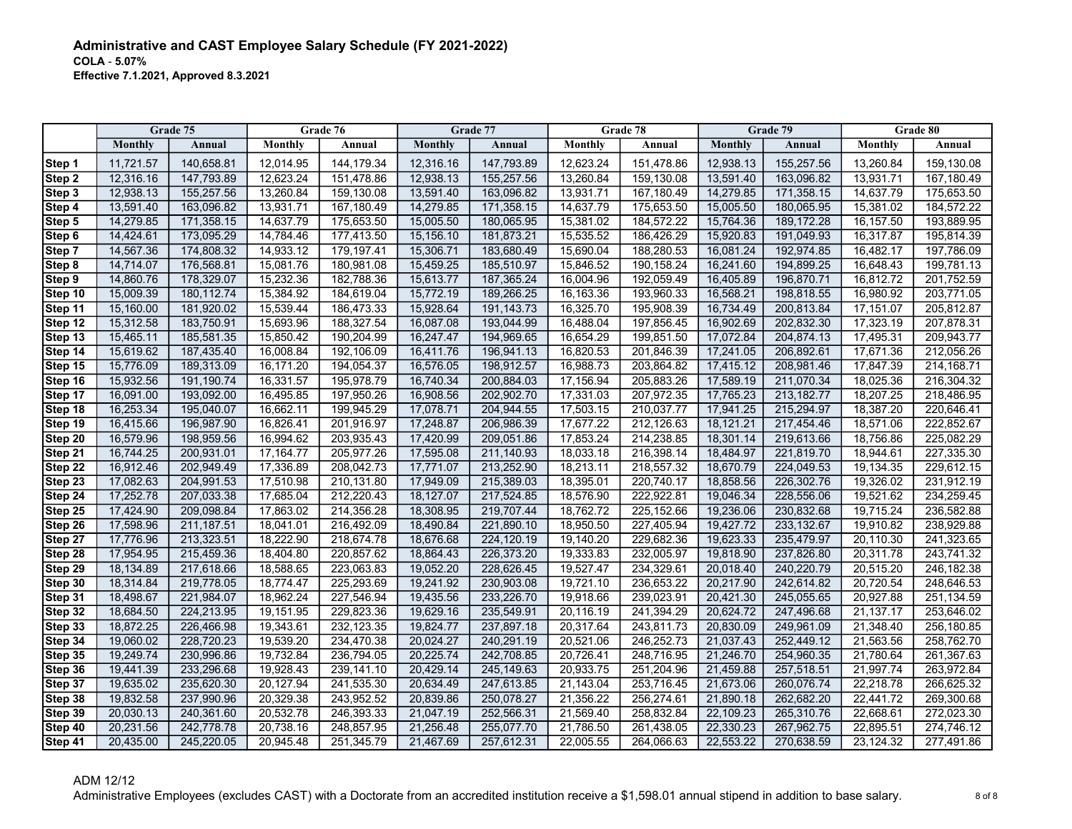## Administrative and CAST Employee Salary Schedule (FY 2021-2022)

**COLA - 5.07%**
**Effective 7.1.2021, Approved 8.3.2021**

| | Grade 75 | | Grade 76 | | Grade 77 | | Grade 78 | | Grade 79 | | Grade 80 | |
|---|---|---|---|---|---|---|---|---|---|---|---|---|
| | Monthly | Annual | Monthly | Annual | Monthly | Annual | Monthly | Annual | Monthly | Annual | Monthly | Annual |
| Step 1 | 11,721.57 | 140,658.81 | 12,014.95 | 144,179.34 | 12,316.16 | 147,793.89 | 12,623.24 | 151,478.86 | 12,938.13 | 155,257.56 | 13,260.84 | 159,130.08 |
| Step 2 | 12,316.16 | 147,793.89 | 12,623.24 | 151,478.86 | 12,938.13 | 155,257.56 | 13,260.84 | 159,130.08 | 13,591.40 | 163,096.82 | 13,931.71 | 167,180.49 |
| Step 3 | 12,938.13 | 155,257.56 | 13,260.84 | 159,130.08 | 13,591.40 | 163,096.82 | 13,931.71 | 167,180.49 | 14,279.85 | 171,358.15 | 14,637.79 | 175,653.50 |
| Step 4 | 13,591.40 | 163,096.82 | 13,931.71 | 167,180.49 | 14,279.85 | 171,358.15 | 14,637.79 | 175,653.50 | 15,005.50 | 180,065.95 | 15,381.02 | 184,572.22 |
| Step 5 | 14,279.85 | 171,358.15 | 14,637.79 | 175,653.50 | 15,005.50 | 180,065.95 | 15,381.02 | 184,572.22 | 15,764.36 | 189,172.28 | 16,157.50 | 193,889.95 |
| Step 6 | 14,424.61 | 173,095.29 | 14,784.46 | 177,413.50 | 15,156.10 | 181,873.21 | 15,535.52 | 186,426.29 | 15,920.83 | 191,049.93 | 16,317.87 | 195,814.39 |
| Step 7 | 14,567.36 | 174,808.32 | 14,933.12 | 179,197.41 | 15,306.71 | 183,680.49 | 15,690.04 | 188,280.53 | 16,081.24 | 192,974.85 | 16,482.17 | 197,786.09 |
| Step 8 | 14,714.07 | 176,568.81 | 15,081.76 | 180,981.08 | 15,459.25 | 185,510.97 | 15,846.52 | 190,158.24 | 16,241.60 | 194,899.25 | 16,648.43 | 199,781.13 |
| Step 9 | 14,860.76 | 178,329.07 | 15,232.36 | 182,788.36 | 15,613.77 | 187,365.24 | 16,004.96 | 192,059.49 | 16,405.89 | 196,870.71 | 16,812.72 | 201,752.59 |
| Step 10 | 15,009.39 | 180,112.74 | 15,384.92 | 184,619.04 | 15,772.19 | 189,266.25 | 16,163.36 | 193,960.33 | 16,568.21 | 198,818.55 | 16,980.92 | 203,771.05 |
| Step 11 | 15,160.00 | 181,920.02 | 15,539.44 | 186,473.33 | 15,928.64 | 191,143.73 | 16,325.70 | 195,908.39 | 16,734.49 | 200,813.84 | 17,151.07 | 205,812.87 |
| Step 12 | 15,312.58 | 183,750.91 | 15,693.96 | 188,327.54 | 16,087.08 | 193,044.99 | 16,488.04 | 197,856.45 | 16,902.69 | 202,832.30 | 17,323.19 | 207,878.31 |
| Step 13 | 15,465.11 | 185,581.35 | 15,850.42 | 190,204.99 | 16,247.47 | 194,969.65 | 16,654.29 | 199,851.50 | 17,072.84 | 204,874.13 | 17,495.31 | 209,943.77 |
| Step 14 | 15,619.62 | 187,435.40 | 16,008.84 | 192,106.09 | 16,411.76 | 196,941.13 | 16,820.53 | 201,846.39 | 17,241.05 | 206,892.61 | 17,671.36 | 212,056.26 |
| Step 15 | 15,776.09 | 189,313.09 | 16,171.20 | 194,054.37 | 16,576.05 | 198,912.57 | 16,988.73 | 203,864.82 | 17,415.12 | 208,981.46 | 17,847.39 | 214,168.71 |
| Step 16 | 15,932.56 | 191,190.74 | 16,331.57 | 195,978.79 | 16,740.34 | 200,884.03 | 17,156.94 | 205,883.26 | 17,589.19 | 211,070.34 | 18,025.36 | 216,304.32 |
| Step 17 | 16,091.00 | 193,092.00 | 16,495.85 | 197,950.26 | 16,908.56 | 202,902.70 | 17,331.03 | 207,972.35 | 17,765.23 | 213,182.77 | 18,207.25 | 218,486.95 |
| Step 18 | 16,253.34 | 195,040.07 | 16,662.11 | 199,945.29 | 17,078.71 | 204,944.55 | 17,503.15 | 210,037.77 | 17,941.25 | 215,294.97 | 18,387.20 | 220,646.41 |
| Step 19 | 16,415.66 | 196,987.90 | 16,826.41 | 201,916.97 | 17,248.87 | 206,986.39 | 17,677.22 | 212,126.63 | 18,121.21 | 217,454.46 | 18,571.06 | 222,852.67 |
| Step 20 | 16,579.96 | 198,959.56 | 16,994.62 | 203,935.43 | 17,420.99 | 209,051.86 | 17,853.24 | 214,238.85 | 18,301.14 | 219,613.66 | 18,756.86 | 225,082.29 |
| Step 21 | 16,744.25 | 200,931.01 | 17,164.77 | 205,977.26 | 17,595.08 | 211,140.93 | 18,033.18 | 216,398.14 | 18,484.97 | 221,819.70 | 18,944.61 | 227,335.30 |
| Step 22 | 16,912.46 | 202,949.49 | 17,336.89 | 208,042.73 | 17,771.07 | 213,252.90 | 18,213.11 | 218,557.32 | 18,670.79 | 224,049.53 | 19,134.35 | 229,612.15 |
| Step 23 | 17,082.63 | 204,991.53 | 17,510.98 | 210,131.80 | 17,949.09 | 215,389.03 | 18,395.01 | 220,740.17 | 18,858.56 | 226,302.76 | 19,326.02 | 231,912.19 |
| Step 24 | 17,252.78 | 207,033.38 | 17,685.04 | 212,220.43 | 18,127.07 | 217,524.85 | 18,576.90 | 222,922.81 | 19,046.34 | 228,556.06 | 19,521.62 | 234,259.45 |
| Step 25 | 17,424.90 | 209,098.84 | 17,863.02 | 214,356.28 | 18,308.95 | 219,707.44 | 18,762.72 | 225,152.66 | 19,236.06 | 230,832.68 | 19,715.24 | 236,582.88 |
| Step 26 | 17,598.96 | 211,187.51 | 18,041.01 | 216,492.09 | 18,490.84 | 221,890.10 | 18,950.50 | 227,405.94 | 19,427.72 | 233,132.67 | 19,910.82 | 238,929.88 |
| Step 27 | 17,776.96 | 213,323.51 | 18,222.90 | 218,674.78 | 18,676.68 | 224,120.19 | 19,140.20 | 229,682.36 | 19,623.33 | 235,479.97 | 20,110.30 | 241,323.65 |
| Step 28 | 17,954.95 | 215,459.36 | 18,404.80 | 220,857.62 | 18,864.43 | 226,373.20 | 19,333.83 | 232,005.97 | 19,818.90 | 237,826.80 | 20,311.78 | 243,741.32 |
| Step 29 | 18,134.89 | 217,618.66 | 18,588.65 | 223,063.83 | 19,052.20 | 228,626.45 | 19,527.47 | 234,329.61 | 20,018.40 | 240,220.79 | 20,515.20 | 246,182.38 |
| Step 30 | 18,314.84 | 219,778.05 | 18,774.47 | 225,293.69 | 19,241.92 | 230,903.08 | 19,721.10 | 236,653.22 | 20,217.90 | 242,614.82 | 20,720.54 | 248,646.53 |
| Step 31 | 18,498.67 | 221,984.07 | 18,962.24 | 227,546.94 | 19,435.56 | 233,226.70 | 19,918.66 | 239,023.91 | 20,421.30 | 245,055.65 | 20,927.88 | 251,134.59 |
| Step 32 | 18,684.50 | 224,213.95 | 19,151.95 | 229,823.36 | 19,629.16 | 235,549.91 | 20,116.19 | 241,394.29 | 20,624.72 | 247,496.68 | 21,137.17 | 253,646.02 |
| Step 33 | 18,872.25 | 226,466.98 | 19,343.61 | 232,123.35 | 19,824.77 | 237,897.18 | 20,317.64 | 243,811.73 | 20,830.09 | 249,961.09 | 21,348.40 | 256,180.85 |
| Step 34 | 19,060.02 | 228,720.23 | 19,539.20 | 234,470.38 | 20,024.27 | 240,291.19 | 20,521.06 | 246,252.73 | 21,037.43 | 252,449.12 | 21,563.56 | 258,762.70 |
| Step 35 | 19,249.74 | 230,996.86 | 19,732.84 | 236,794.05 | 20,225.74 | 242,708.85 | 20,726.41 | 248,716.95 | 21,246.70 | 254,960.35 | 21,780.64 | 261,367.63 |
| Step 36 | 19,441.39 | 233,296.68 | 19,928.43 | 239,141.10 | 20,429.14 | 245,149.63 | 20,933.75 | 251,204.96 | 21,459.88 | 257,518.51 | 21,997.74 | 263,972.84 |
| Step 37 | 19,635.02 | 235,620.30 | 20,127.94 | 241,535.30 | 20,634.49 | 247,613.85 | 21,143.04 | 253,716.45 | 21,673.06 | 260,076.74 | 22,218.78 | 266,625.32 |
| Step 38 | 19,832.58 | 237,990.96 | 20,329.38 | 243,952.52 | 20,839.86 | 250,078.27 | 21,356.22 | 256,274.61 | 21,890.18 | 262,682.20 | 22,441.72 | 269,300.68 |
| Step 39 | 20,030.13 | 240,361.60 | 20,532.78 | 246,393.33 | 21,047.19 | 252,566.31 | 21,569.40 | 258,832.84 | 22,109.23 | 265,310.76 | 22,668.61 | 272,023.30 |
| Step 40 | 20,231.56 | 242,778.78 | 20,738.16 | 248,857.95 | 21,256.48 | 255,077.70 | 21,786.50 | 261,438.05 | 22,330.23 | 267,962.75 | 22,895.51 | 274,746.12 |
| Step 41 | 20,435.00 | 245,220.05 | 20,945.48 | 251,345.79 | 21,467.69 | 257,612.31 | 22,005.55 | 264,066.63 | 22,553.22 | 270,638.59 | 23,124.32 | 277,491.86 |

ADM 12/12

Administrative Employees (excludes CAST) with a Doctorate from an accredited institution receive a $1,598.01 annual stipend in addition to base salary.